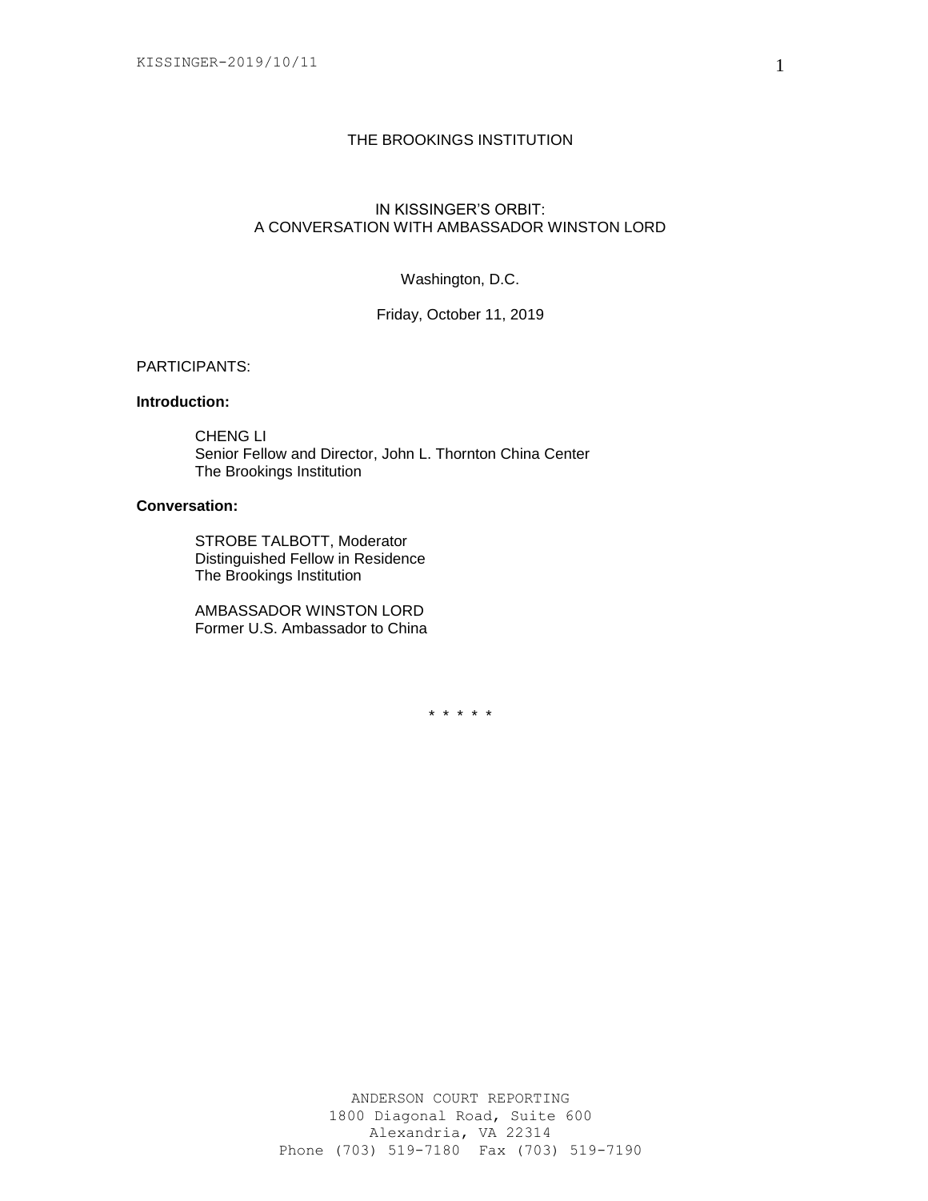# THE BROOKINGS INSTITUTION

## IN KISSINGER'S ORBIT:
## A CONVERSATION WITH AMBASSADOR WINSTON LORD

Washington, D.C.

Friday, October 11, 2019

PARTICIPANTS:

**Introduction:**

CHENG LI
Senior Fellow and Director, John L. Thornton China Center
The Brookings Institution

**Conversation:**

STROBE TALBOTT, Moderator
Distinguished Fellow in Residence
The Brookings Institution

AMBASSADOR WINSTON LORD
Former U.S. Ambassador to China

\* \* \* \* \*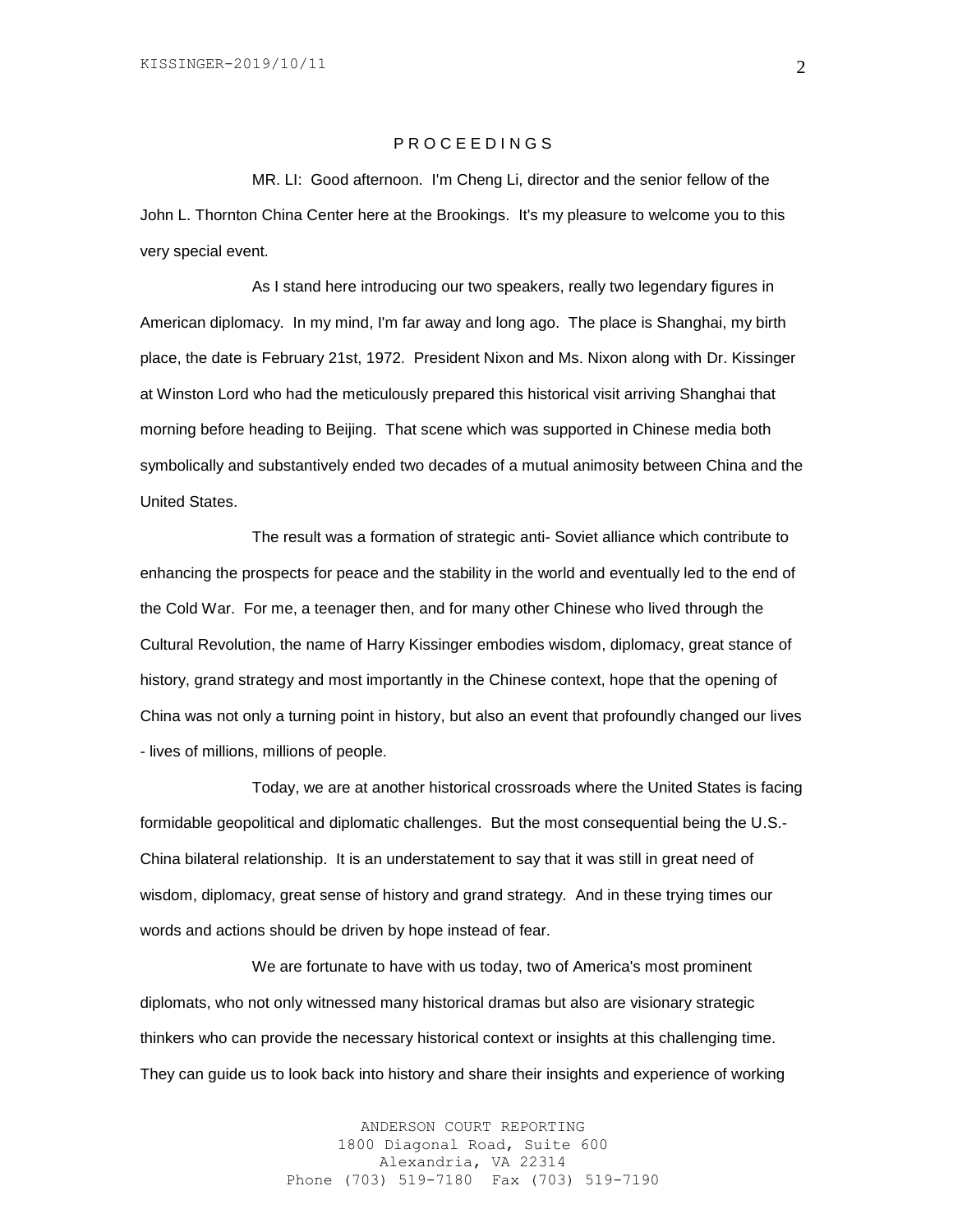P R O C E E D I N G S

MR. LI: Good afternoon. I'm Cheng Li, director and the senior fellow of the John L. Thornton China Center here at the Brookings. It's my pleasure to welcome you to this very special event.

As I stand here introducing our two speakers, really two legendary figures in American diplomacy. In my mind, I'm far away and long ago. The place is Shanghai, my birth place, the date is February 21st, 1972. President Nixon and Ms. Nixon along with Dr. Kissinger at Winston Lord who had the meticulously prepared this historical visit arriving Shanghai that morning before heading to Beijing. That scene which was supported in Chinese media both symbolically and substantively ended two decades of a mutual animosity between China and the United States.

The result was a formation of strategic anti- Soviet alliance which contribute to enhancing the prospects for peace and the stability in the world and eventually led to the end of the Cold War. For me, a teenager then, and for many other Chinese who lived through the Cultural Revolution, the name of Harry Kissinger embodies wisdom, diplomacy, great stance of history, grand strategy and most importantly in the Chinese context, hope that the opening of China was not only a turning point in history, but also an event that profoundly changed our lives - lives of millions, millions of people.

Today, we are at another historical crossroads where the United States is facing formidable geopolitical and diplomatic challenges. But the most consequential being the U.S.-China bilateral relationship. It is an understatement to say that it was still in great need of wisdom, diplomacy, great sense of history and grand strategy. And in these trying times our words and actions should be driven by hope instead of fear.

We are fortunate to have with us today, two of America's most prominent diplomats, who not only witnessed many historical dramas but also are visionary strategic thinkers who can provide the necessary historical context or insights at this challenging time. They can guide us to look back into history and share their insights and experience of working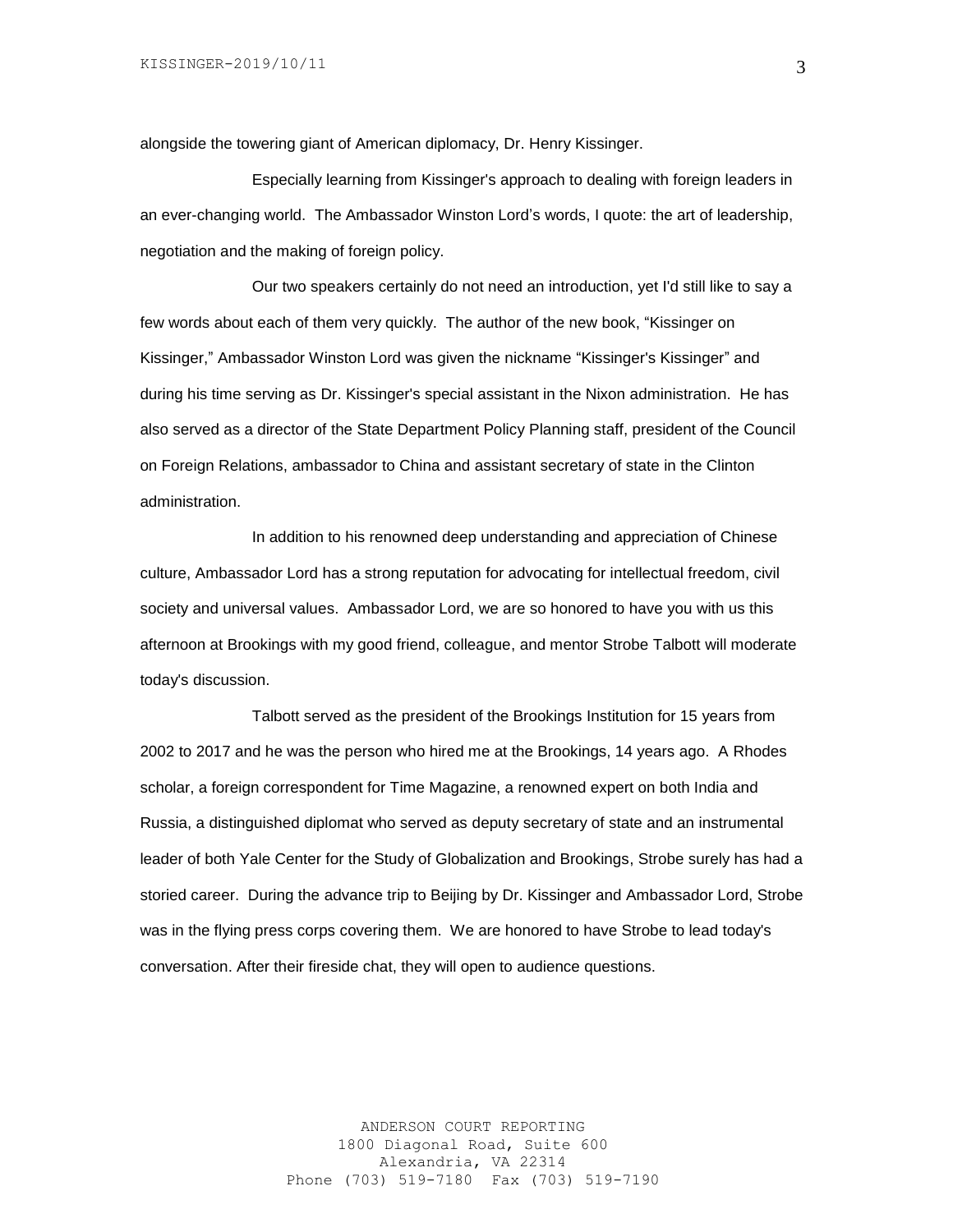alongside the towering giant of American diplomacy, Dr. Henry Kissinger.

Especially learning from Kissinger's approach to dealing with foreign leaders in an ever-changing world. The Ambassador Winston Lord's words, I quote: the art of leadership, negotiation and the making of foreign policy.

Our two speakers certainly do not need an introduction, yet I'd still like to say a few words about each of them very quickly. The author of the new book, "Kissinger on Kissinger," Ambassador Winston Lord was given the nickname "Kissinger's Kissinger" and during his time serving as Dr. Kissinger's special assistant in the Nixon administration. He has also served as a director of the State Department Policy Planning staff, president of the Council on Foreign Relations, ambassador to China and assistant secretary of state in the Clinton administration.

In addition to his renowned deep understanding and appreciation of Chinese culture, Ambassador Lord has a strong reputation for advocating for intellectual freedom, civil society and universal values. Ambassador Lord, we are so honored to have you with us this afternoon at Brookings with my good friend, colleague, and mentor Strobe Talbott will moderate today's discussion.

Talbott served as the president of the Brookings Institution for 15 years from 2002 to 2017 and he was the person who hired me at the Brookings, 14 years ago. A Rhodes scholar, a foreign correspondent for Time Magazine, a renowned expert on both India and Russia, a distinguished diplomat who served as deputy secretary of state and an instrumental leader of both Yale Center for the Study of Globalization and Brookings, Strobe surely has had a storied career. During the advance trip to Beijing by Dr. Kissinger and Ambassador Lord, Strobe was in the flying press corps covering them. We are honored to have Strobe to lead today's conversation. After their fireside chat, they will open to audience questions.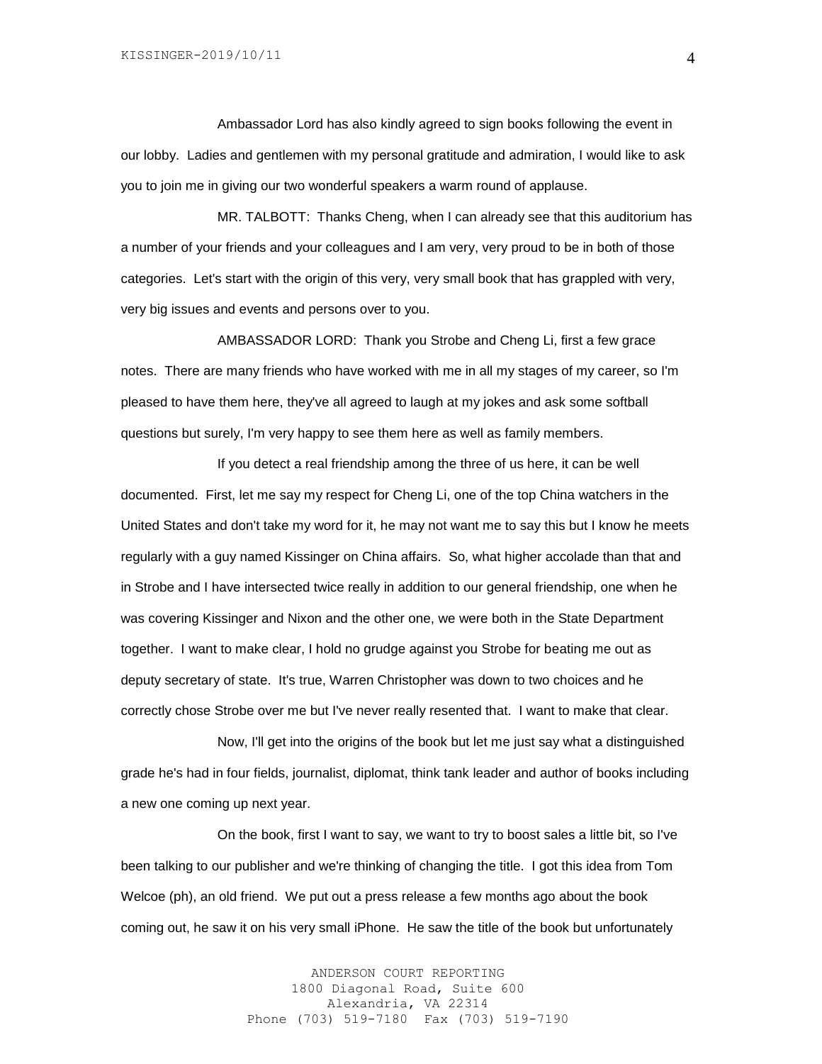Ambassador Lord has also kindly agreed to sign books following the event in our lobby. Ladies and gentlemen with my personal gratitude and admiration, I would like to ask you to join me in giving our two wonderful speakers a warm round of applause.

MR. TALBOTT: Thanks Cheng, when I can already see that this auditorium has a number of your friends and your colleagues and I am very, very proud to be in both of those categories. Let's start with the origin of this very, very small book that has grappled with very, very big issues and events and persons over to you.

AMBASSADOR LORD: Thank you Strobe and Cheng Li, first a few grace notes. There are many friends who have worked with me in all my stages of my career, so I'm pleased to have them here, they've all agreed to laugh at my jokes and ask some softball questions but surely, I'm very happy to see them here as well as family members.

If you detect a real friendship among the three of us here, it can be well documented. First, let me say my respect for Cheng Li, one of the top China watchers in the United States and don't take my word for it, he may not want me to say this but I know he meets regularly with a guy named Kissinger on China affairs. So, what higher accolade than that and in Strobe and I have intersected twice really in addition to our general friendship, one when he was covering Kissinger and Nixon and the other one, we were both in the State Department together. I want to make clear, I hold no grudge against you Strobe for beating me out as deputy secretary of state. It's true, Warren Christopher was down to two choices and he correctly chose Strobe over me but I've never really resented that. I want to make that clear.

Now, I'll get into the origins of the book but let me just say what a distinguished grade he's had in four fields, journalist, diplomat, think tank leader and author of books including a new one coming up next year.

On the book, first I want to say, we want to try to boost sales a little bit, so I've been talking to our publisher and we're thinking of changing the title. I got this idea from Tom Welcoe (ph), an old friend. We put out a press release a few months ago about the book coming out, he saw it on his very small iPhone. He saw the title of the book but unfortunately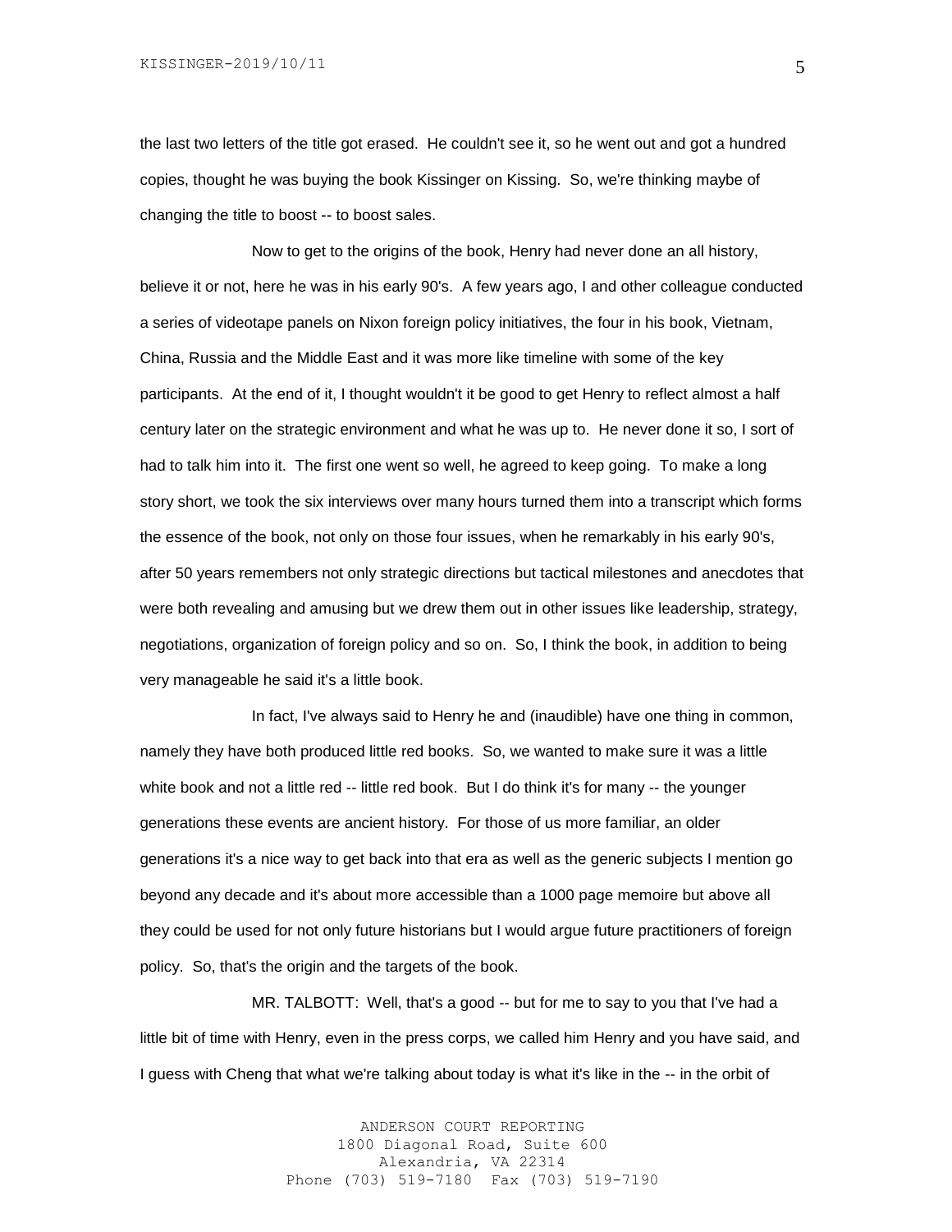the last two letters of the title got erased. He couldn't see it, so he went out and got a hundred copies, thought he was buying the book Kissinger on Kissing. So, we're thinking maybe of changing the title to boost -- to boost sales.

Now to get to the origins of the book, Henry had never done an all history, believe it or not, here he was in his early 90's. A few years ago, I and other colleague conducted a series of videotape panels on Nixon foreign policy initiatives, the four in his book, Vietnam, China, Russia and the Middle East and it was more like timeline with some of the key participants. At the end of it, I thought wouldn't it be good to get Henry to reflect almost a half century later on the strategic environment and what he was up to. He never done it so, I sort of had to talk him into it. The first one went so well, he agreed to keep going. To make a long story short, we took the six interviews over many hours turned them into a transcript which forms the essence of the book, not only on those four issues, when he remarkably in his early 90's, after 50 years remembers not only strategic directions but tactical milestones and anecdotes that were both revealing and amusing but we drew them out in other issues like leadership, strategy, negotiations, organization of foreign policy and so on. So, I think the book, in addition to being very manageable he said it's a little book.

In fact, I've always said to Henry he and (inaudible) have one thing in common, namely they have both produced little red books. So, we wanted to make sure it was a little white book and not a little red -- little red book. But I do think it's for many -- the younger generations these events are ancient history. For those of us more familiar, an older generations it's a nice way to get back into that era as well as the generic subjects I mention go beyond any decade and it's about more accessible than a 1000 page memoire but above all they could be used for not only future historians but I would argue future practitioners of foreign policy. So, that's the origin and the targets of the book.

MR. TALBOTT: Well, that's a good -- but for me to say to you that I've had a little bit of time with Henry, even in the press corps, we called him Henry and you have said, and I guess with Cheng that what we're talking about today is what it's like in the -- in the orbit of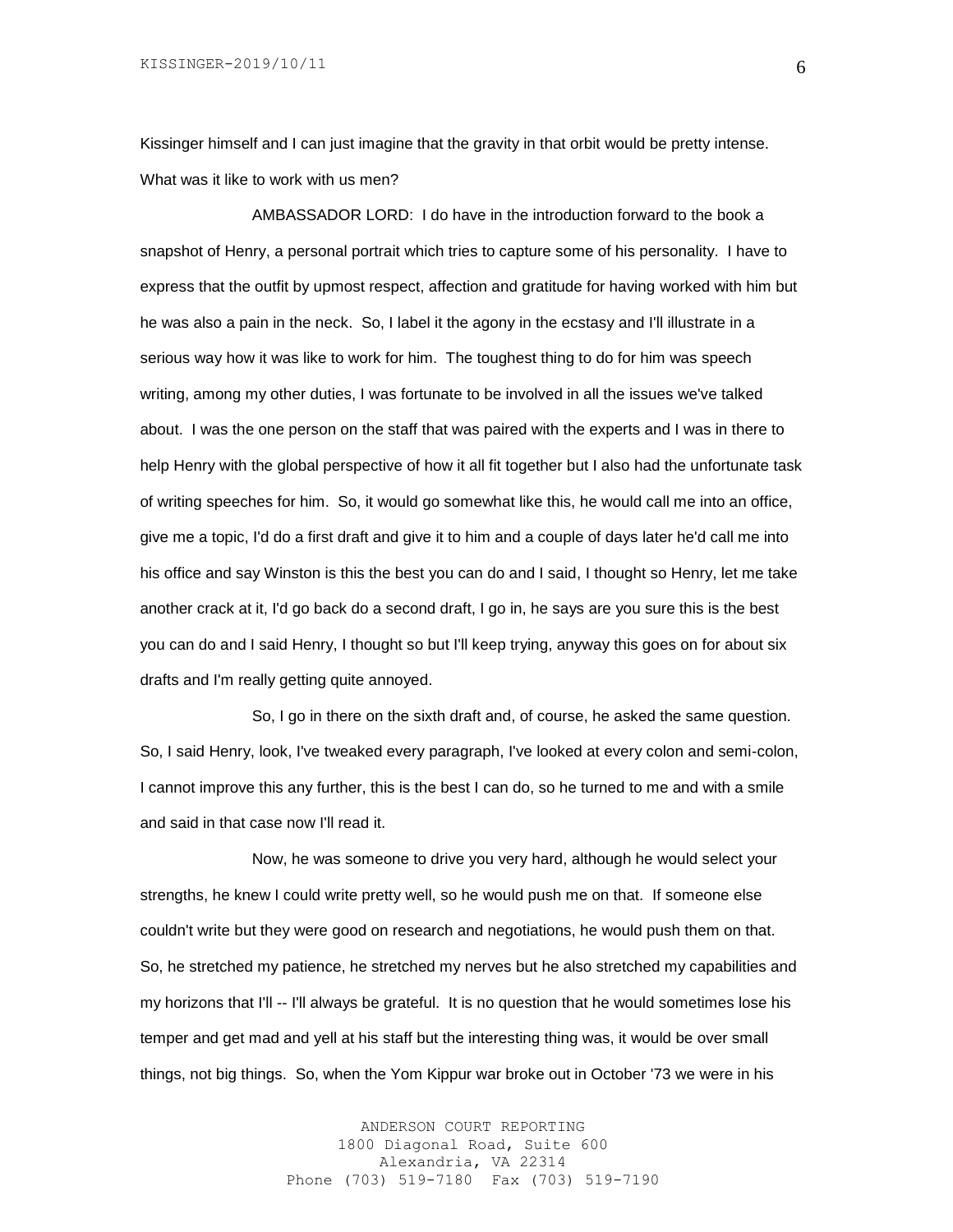Kissinger himself and I can just imagine that the gravity in that orbit would be pretty intense. What was it like to work with us men?

AMBASSADOR LORD: I do have in the introduction forward to the book a snapshot of Henry, a personal portrait which tries to capture some of his personality. I have to express that the outfit by upmost respect, affection and gratitude for having worked with him but he was also a pain in the neck. So, I label it the agony in the ecstasy and I'll illustrate in a serious way how it was like to work for him. The toughest thing to do for him was speech writing, among my other duties, I was fortunate to be involved in all the issues we've talked about. I was the one person on the staff that was paired with the experts and I was in there to help Henry with the global perspective of how it all fit together but I also had the unfortunate task of writing speeches for him. So, it would go somewhat like this, he would call me into an office, give me a topic, I'd do a first draft and give it to him and a couple of days later he'd call me into his office and say Winston is this the best you can do and I said, I thought so Henry, let me take another crack at it, I'd go back do a second draft, I go in, he says are you sure this is the best you can do and I said Henry, I thought so but I'll keep trying, anyway this goes on for about six drafts and I'm really getting quite annoyed.

So, I go in there on the sixth draft and, of course, he asked the same question. So, I said Henry, look, I've tweaked every paragraph, I've looked at every colon and semi-colon, I cannot improve this any further, this is the best I can do, so he turned to me and with a smile and said in that case now I'll read it.

Now, he was someone to drive you very hard, although he would select your strengths, he knew I could write pretty well, so he would push me on that. If someone else couldn't write but they were good on research and negotiations, he would push them on that. So, he stretched my patience, he stretched my nerves but he also stretched my capabilities and my horizons that I'll -- I'll always be grateful. It is no question that he would sometimes lose his temper and get mad and yell at his staff but the interesting thing was, it would be over small things, not big things. So, when the Yom Kippur war broke out in October '73 we were in his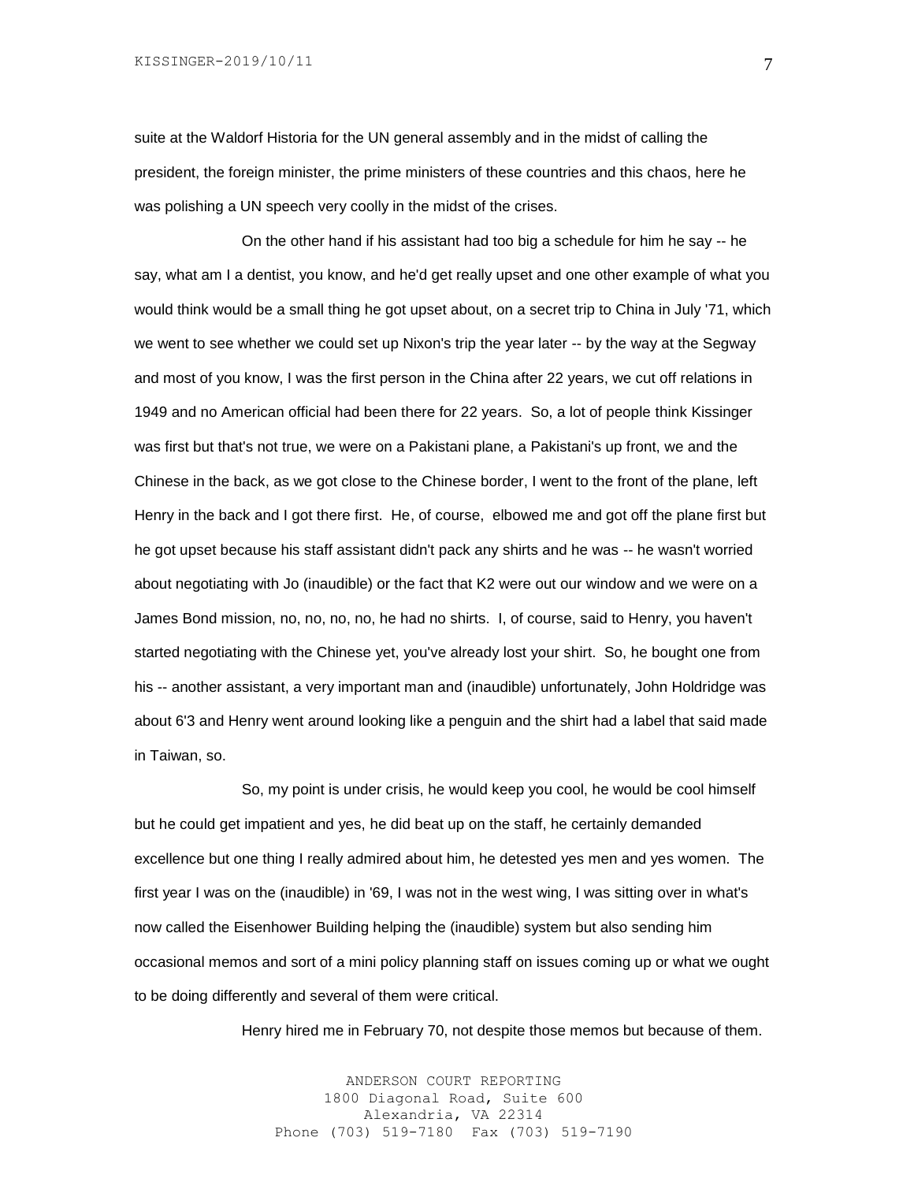suite at the Waldorf Historia for the UN general assembly and in the midst of calling the president, the foreign minister, the prime ministers of these countries and this chaos, here he was polishing a UN speech very coolly in the midst of the crises.

On the other hand if his assistant had too big a schedule for him he say -- he say, what am I a dentist, you know, and he'd get really upset and one other example of what you would think would be a small thing he got upset about, on a secret trip to China in July '71, which we went to see whether we could set up Nixon's trip the year later -- by the way at the Segway and most of you know, I was the first person in the China after 22 years, we cut off relations in 1949 and no American official had been there for 22 years. So, a lot of people think Kissinger was first but that's not true, we were on a Pakistani plane, a Pakistani's up front, we and the Chinese in the back, as we got close to the Chinese border, I went to the front of the plane, left Henry in the back and I got there first. He, of course, elbowed me and got off the plane first but he got upset because his staff assistant didn't pack any shirts and he was -- he wasn't worried about negotiating with Jo (inaudible) or the fact that K2 were out our window and we were on a James Bond mission, no, no, no, no, he had no shirts. I, of course, said to Henry, you haven't started negotiating with the Chinese yet, you've already lost your shirt. So, he bought one from his -- another assistant, a very important man and (inaudible) unfortunately, John Holdridge was about 6'3 and Henry went around looking like a penguin and the shirt had a label that said made in Taiwan, so.

So, my point is under crisis, he would keep you cool, he would be cool himself but he could get impatient and yes, he did beat up on the staff, he certainly demanded excellence but one thing I really admired about him, he detested yes men and yes women. The first year I was on the (inaudible) in '69, I was not in the west wing, I was sitting over in what's now called the Eisenhower Building helping the (inaudible) system but also sending him occasional memos and sort of a mini policy planning staff on issues coming up or what we ought to be doing differently and several of them were critical.

Henry hired me in February 70, not despite those memos but because of them.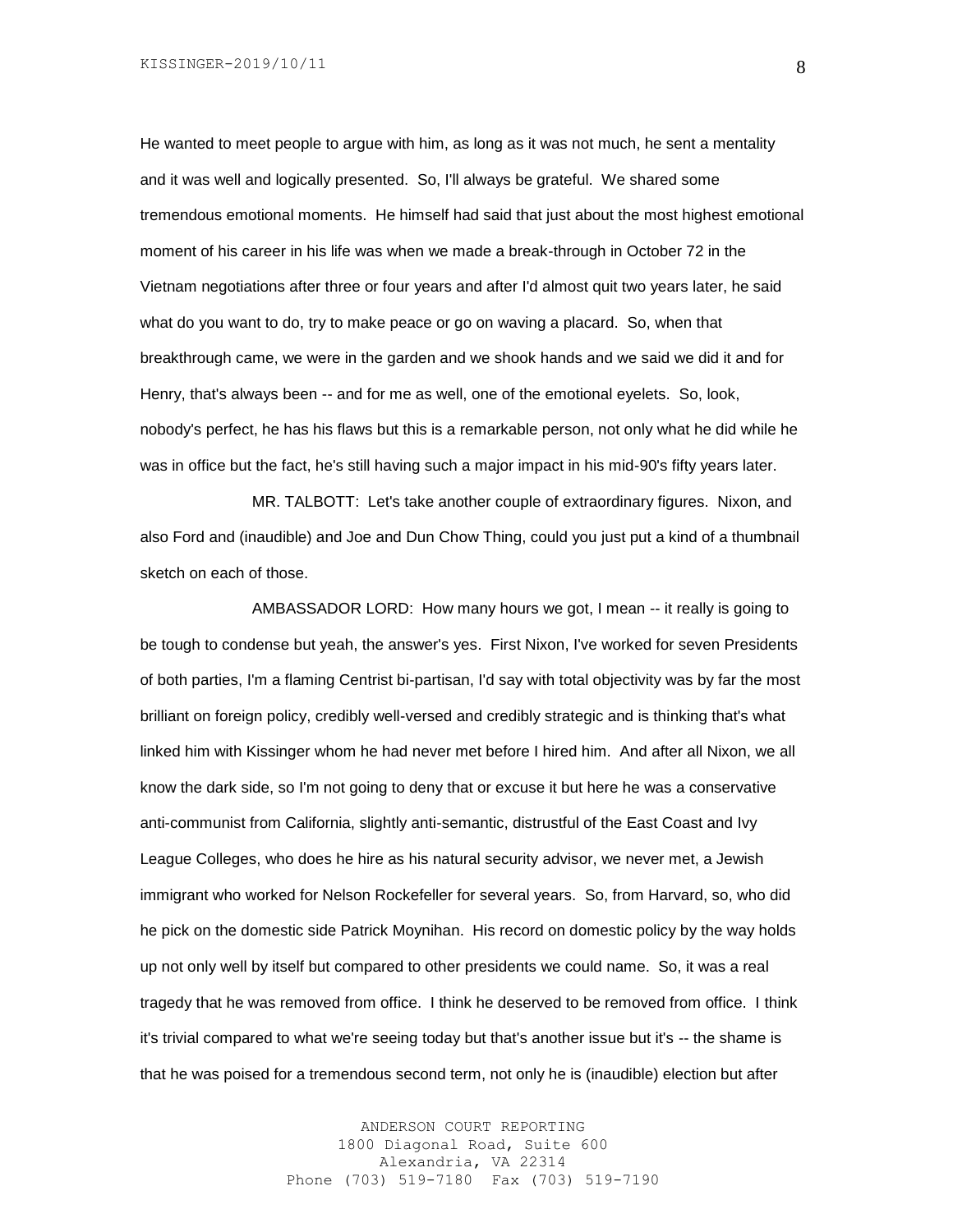He wanted to meet people to argue with him, as long as it was not much, he sent a mentality and it was well and logically presented. So, I'll always be grateful. We shared some tremendous emotional moments. He himself had said that just about the most highest emotional moment of his career in his life was when we made a break-through in October 72 in the Vietnam negotiations after three or four years and after I'd almost quit two years later, he said what do you want to do, try to make peace or go on waving a placard. So, when that breakthrough came, we were in the garden and we shook hands and we said we did it and for Henry, that's always been -- and for me as well, one of the emotional eyelets. So, look, nobody's perfect, he has his flaws but this is a remarkable person, not only what he did while he was in office but the fact, he's still having such a major impact in his mid-90's fifty years later.

MR. TALBOTT: Let's take another couple of extraordinary figures. Nixon, and also Ford and (inaudible) and Joe and Dun Chow Thing, could you just put a kind of a thumbnail sketch on each of those.

AMBASSADOR LORD: How many hours we got, I mean -- it really is going to be tough to condense but yeah, the answer's yes. First Nixon, I've worked for seven Presidents of both parties, I'm a flaming Centrist bi-partisan, I'd say with total objectivity was by far the most brilliant on foreign policy, credibly well-versed and credibly strategic and is thinking that's what linked him with Kissinger whom he had never met before I hired him. And after all Nixon, we all know the dark side, so I'm not going to deny that or excuse it but here he was a conservative anti-communist from California, slightly anti-semantic, distrustful of the East Coast and Ivy League Colleges, who does he hire as his natural security advisor, we never met, a Jewish immigrant who worked for Nelson Rockefeller for several years. So, from Harvard, so, who did he pick on the domestic side Patrick Moynihan. His record on domestic policy by the way holds up not only well by itself but compared to other presidents we could name. So, it was a real tragedy that he was removed from office. I think he deserved to be removed from office. I think it's trivial compared to what we're seeing today but that's another issue but it's -- the shame is that he was poised for a tremendous second term, not only he is (inaudible) election but after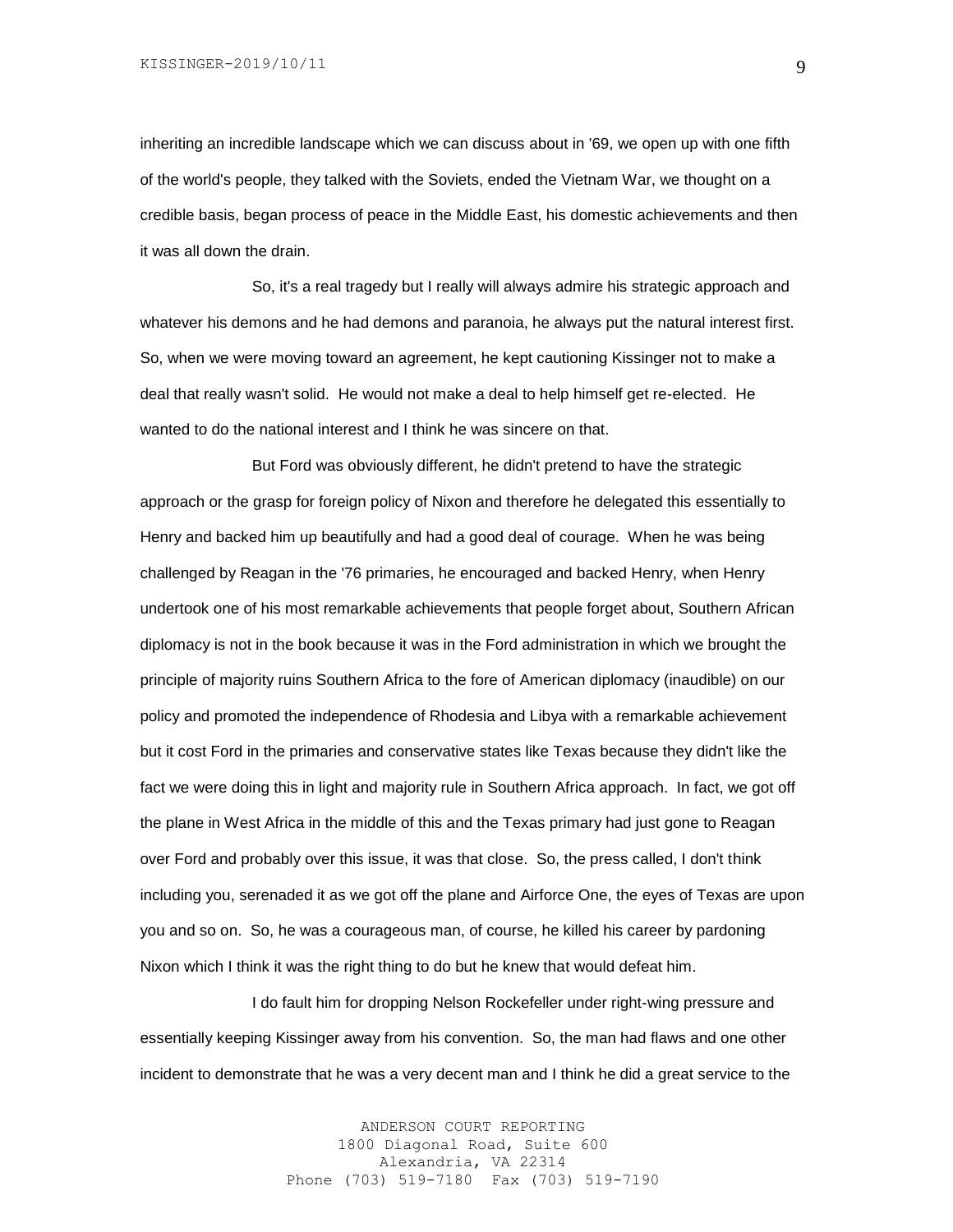inheriting an incredible landscape which we can discuss about in '69, we open up with one fifth of the world's people, they talked with the Soviets, ended the Vietnam War, we thought on a credible basis, began process of peace in the Middle East, his domestic achievements and then it was all down the drain.

So, it's a real tragedy but I really will always admire his strategic approach and whatever his demons and he had demons and paranoia, he always put the natural interest first. So, when we were moving toward an agreement, he kept cautioning Kissinger not to make a deal that really wasn't solid. He would not make a deal to help himself get re-elected. He wanted to do the national interest and I think he was sincere on that.

But Ford was obviously different, he didn't pretend to have the strategic approach or the grasp for foreign policy of Nixon and therefore he delegated this essentially to Henry and backed him up beautifully and had a good deal of courage. When he was being challenged by Reagan in the '76 primaries, he encouraged and backed Henry, when Henry undertook one of his most remarkable achievements that people forget about, Southern African diplomacy is not in the book because it was in the Ford administration in which we brought the principle of majority ruins Southern Africa to the fore of American diplomacy (inaudible) on our policy and promoted the independence of Rhodesia and Libya with a remarkable achievement but it cost Ford in the primaries and conservative states like Texas because they didn't like the fact we were doing this in light and majority rule in Southern Africa approach. In fact, we got off the plane in West Africa in the middle of this and the Texas primary had just gone to Reagan over Ford and probably over this issue, it was that close. So, the press called, I don't think including you, serenaded it as we got off the plane and Airforce One, the eyes of Texas are upon you and so on. So, he was a courageous man, of course, he killed his career by pardoning Nixon which I think it was the right thing to do but he knew that would defeat him.

I do fault him for dropping Nelson Rockefeller under right-wing pressure and essentially keeping Kissinger away from his convention. So, the man had flaws and one other incident to demonstrate that he was a very decent man and I think he did a great service to the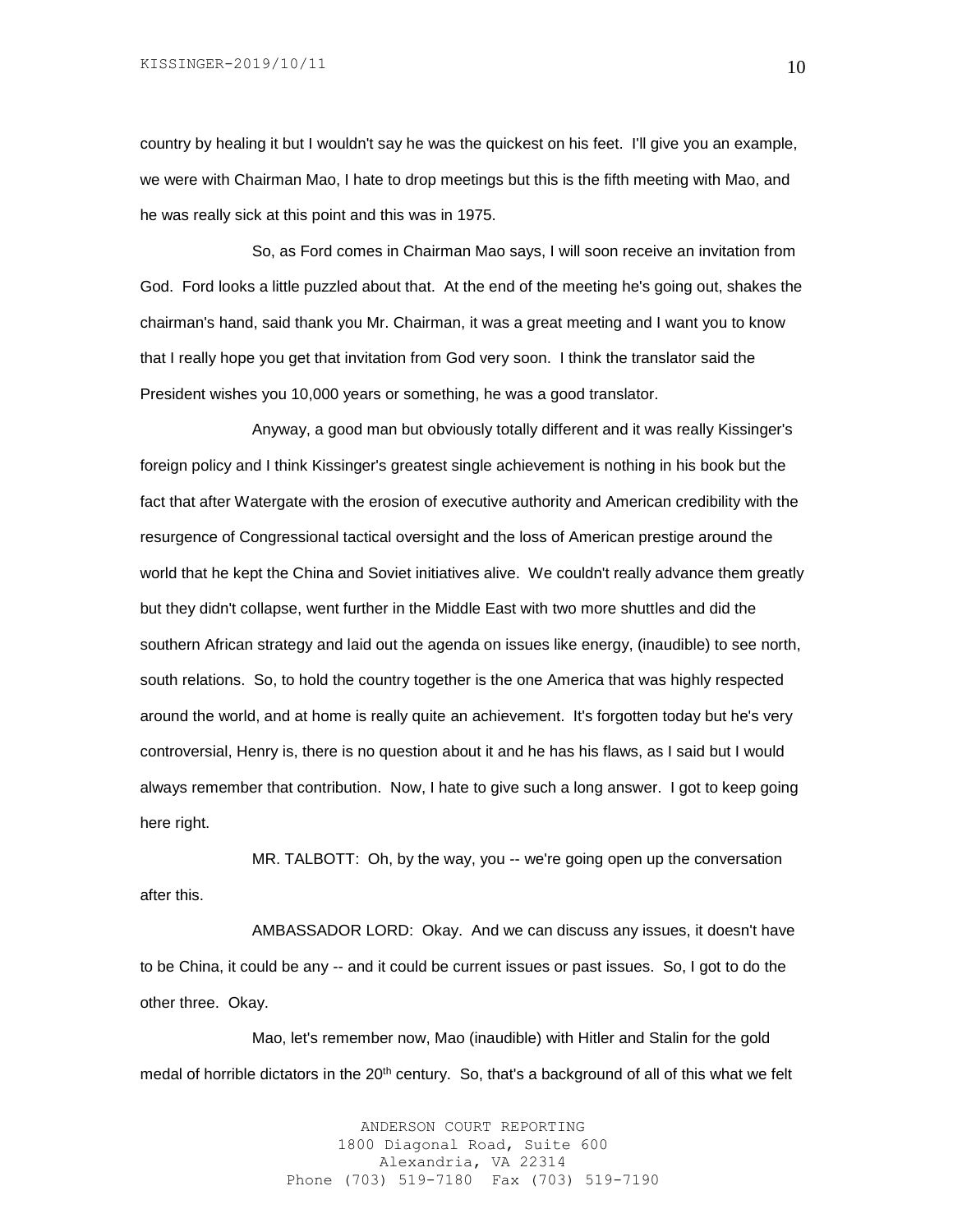country by healing it but I wouldn't say he was the quickest on his feet. I'll give you an example, we were with Chairman Mao, I hate to drop meetings but this is the fifth meeting with Mao, and he was really sick at this point and this was in 1975.

So, as Ford comes in Chairman Mao says, I will soon receive an invitation from God. Ford looks a little puzzled about that. At the end of the meeting he's going out, shakes the chairman's hand, said thank you Mr. Chairman, it was a great meeting and I want you to know that I really hope you get that invitation from God very soon. I think the translator said the President wishes you 10,000 years or something, he was a good translator.

Anyway, a good man but obviously totally different and it was really Kissinger's foreign policy and I think Kissinger's greatest single achievement is nothing in his book but the fact that after Watergate with the erosion of executive authority and American credibility with the resurgence of Congressional tactical oversight and the loss of American prestige around the world that he kept the China and Soviet initiatives alive. We couldn't really advance them greatly but they didn't collapse, went further in the Middle East with two more shuttles and did the southern African strategy and laid out the agenda on issues like energy, (inaudible) to see north, south relations. So, to hold the country together is the one America that was highly respected around the world, and at home is really quite an achievement. It's forgotten today but he's very controversial, Henry is, there is no question about it and he has his flaws, as I said but I would always remember that contribution. Now, I hate to give such a long answer. I got to keep going here right.

MR. TALBOTT: Oh, by the way, you -- we're going open up the conversation after this.

AMBASSADOR LORD: Okay. And we can discuss any issues, it doesn't have to be China, it could be any -- and it could be current issues or past issues. So, I got to do the other three. Okay.

Mao, let's remember now, Mao (inaudible) with Hitler and Stalin for the gold medal of horrible dictators in the 20th century. So, that's a background of all of this what we felt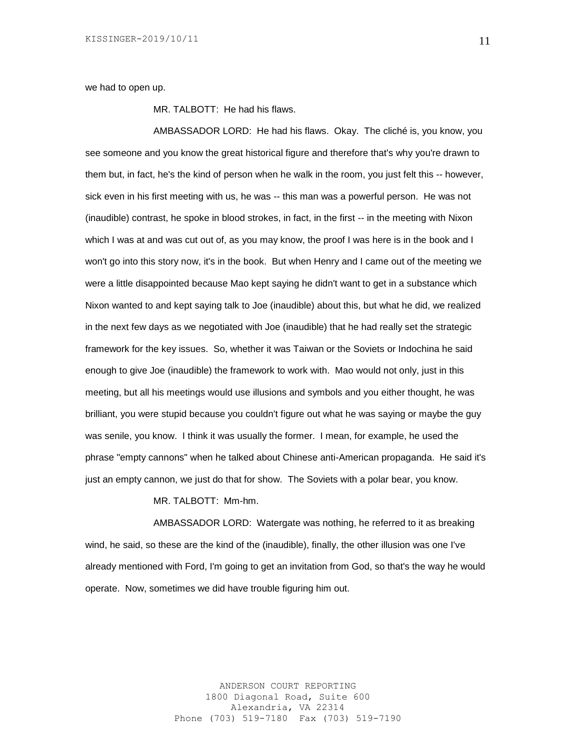we had to open up.

MR. TALBOTT: He had his flaws.

AMBASSADOR LORD: He had his flaws. Okay. The cliché is, you know, you see someone and you know the great historical figure and therefore that's why you're drawn to them but, in fact, he's the kind of person when he walk in the room, you just felt this -- however, sick even in his first meeting with us, he was -- this man was a powerful person. He was not (inaudible) contrast, he spoke in blood strokes, in fact, in the first -- in the meeting with Nixon which I was at and was cut out of, as you may know, the proof I was here is in the book and I won't go into this story now, it's in the book. But when Henry and I came out of the meeting we were a little disappointed because Mao kept saying he didn't want to get in a substance which Nixon wanted to and kept saying talk to Joe (inaudible) about this, but what he did, we realized in the next few days as we negotiated with Joe (inaudible) that he had really set the strategic framework for the key issues. So, whether it was Taiwan or the Soviets or Indochina he said enough to give Joe (inaudible) the framework to work with. Mao would not only, just in this meeting, but all his meetings would use illusions and symbols and you either thought, he was brilliant, you were stupid because you couldn't figure out what he was saying or maybe the guy was senile, you know. I think it was usually the former. I mean, for example, he used the phrase "empty cannons" when he talked about Chinese anti-American propaganda. He said it's just an empty cannon, we just do that for show. The Soviets with a polar bear, you know.

MR. TALBOTT: Mm-hm.

AMBASSADOR LORD: Watergate was nothing, he referred to it as breaking wind, he said, so these are the kind of the (inaudible), finally, the other illusion was one I've already mentioned with Ford, I'm going to get an invitation from God, so that's the way he would operate. Now, sometimes we did have trouble figuring him out.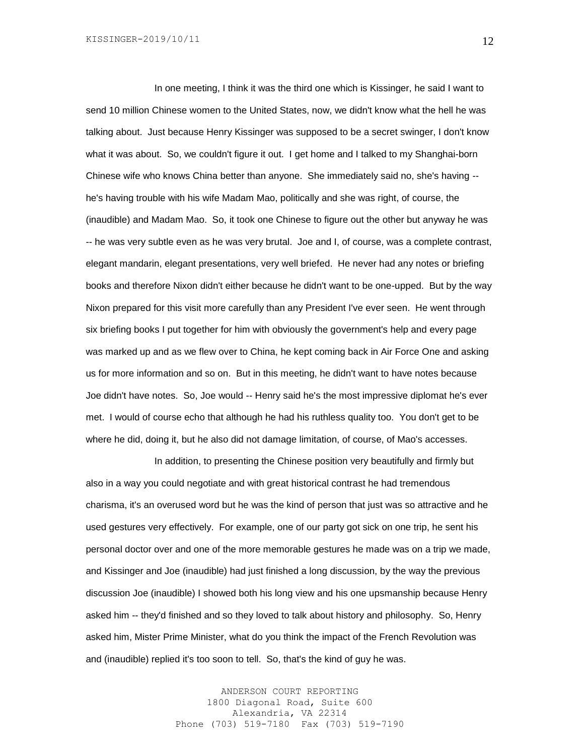In one meeting, I think it was the third one which is Kissinger, he said I want to send 10 million Chinese women to the United States, now, we didn't know what the hell he was talking about. Just because Henry Kissinger was supposed to be a secret swinger, I don't know what it was about. So, we couldn't figure it out. I get home and I talked to my Shanghai-born Chinese wife who knows China better than anyone. She immediately said no, she's having -- he's having trouble with his wife Madam Mao, politically and she was right, of course, the (inaudible) and Madam Mao. So, it took one Chinese to figure out the other but anyway he was -- he was very subtle even as he was very brutal. Joe and I, of course, was a complete contrast, elegant mandarin, elegant presentations, very well briefed. He never had any notes or briefing books and therefore Nixon didn't either because he didn't want to be one-upped. But by the way Nixon prepared for this visit more carefully than any President I've ever seen. He went through six briefing books I put together for him with obviously the government's help and every page was marked up and as we flew over to China, he kept coming back in Air Force One and asking us for more information and so on. But in this meeting, he didn't want to have notes because Joe didn't have notes. So, Joe would -- Henry said he's the most impressive diplomat he's ever met. I would of course echo that although he had his ruthless quality too. You don't get to be where he did, doing it, but he also did not damage limitation, of course, of Mao's accesses.

In addition, to presenting the Chinese position very beautifully and firmly but also in a way you could negotiate and with great historical contrast he had tremendous charisma, it's an overused word but he was the kind of person that just was so attractive and he used gestures very effectively. For example, one of our party got sick on one trip, he sent his personal doctor over and one of the more memorable gestures he made was on a trip we made, and Kissinger and Joe (inaudible) had just finished a long discussion, by the way the previous discussion Joe (inaudible) I showed both his long view and his one upsmanship because Henry asked him -- they'd finished and so they loved to talk about history and philosophy. So, Henry asked him, Mister Prime Minister, what do you think the impact of the French Revolution was and (inaudible) replied it's too soon to tell. So, that's the kind of guy he was.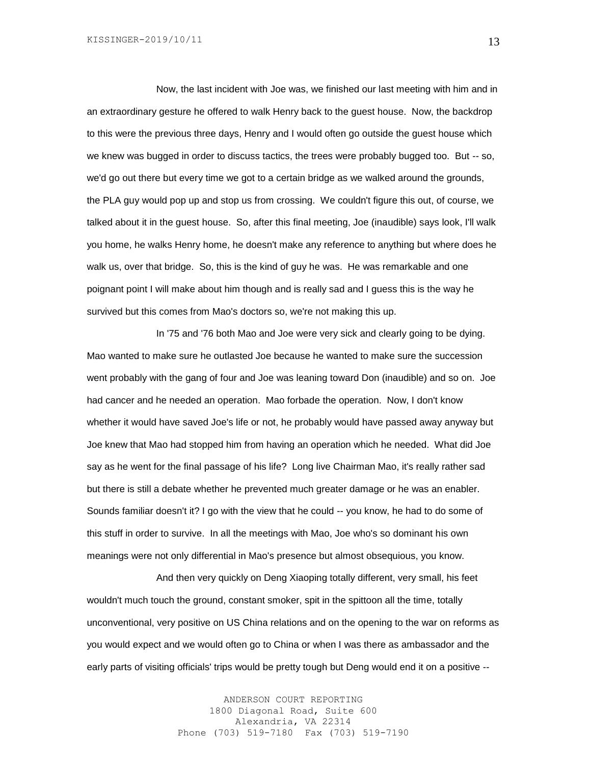Now, the last incident with Joe was, we finished our last meeting with him and in an extraordinary gesture he offered to walk Henry back to the guest house. Now, the backdrop to this were the previous three days, Henry and I would often go outside the guest house which we knew was bugged in order to discuss tactics, the trees were probably bugged too. But -- so, we'd go out there but every time we got to a certain bridge as we walked around the grounds, the PLA guy would pop up and stop us from crossing. We couldn't figure this out, of course, we talked about it in the guest house. So, after this final meeting, Joe (inaudible) says look, I'll walk you home, he walks Henry home, he doesn't make any reference to anything but where does he walk us, over that bridge. So, this is the kind of guy he was. He was remarkable and one poignant point I will make about him though and is really sad and I guess this is the way he survived but this comes from Mao's doctors so, we're not making this up.

In '75 and '76 both Mao and Joe were very sick and clearly going to be dying. Mao wanted to make sure he outlasted Joe because he wanted to make sure the succession went probably with the gang of four and Joe was leaning toward Don (inaudible) and so on. Joe had cancer and he needed an operation. Mao forbade the operation. Now, I don't know whether it would have saved Joe's life or not, he probably would have passed away anyway but Joe knew that Mao had stopped him from having an operation which he needed. What did Joe say as he went for the final passage of his life? Long live Chairman Mao, it's really rather sad but there is still a debate whether he prevented much greater damage or he was an enabler. Sounds familiar doesn't it? I go with the view that he could -- you know, he had to do some of this stuff in order to survive. In all the meetings with Mao, Joe who's so dominant his own meanings were not only differential in Mao's presence but almost obsequious, you know.

And then very quickly on Deng Xiaoping totally different, very small, his feet wouldn't much touch the ground, constant smoker, spit in the spittoon all the time, totally unconventional, very positive on US China relations and on the opening to the war on reforms as you would expect and we would often go to China or when I was there as ambassador and the early parts of visiting officials' trips would be pretty tough but Deng would end it on a positive --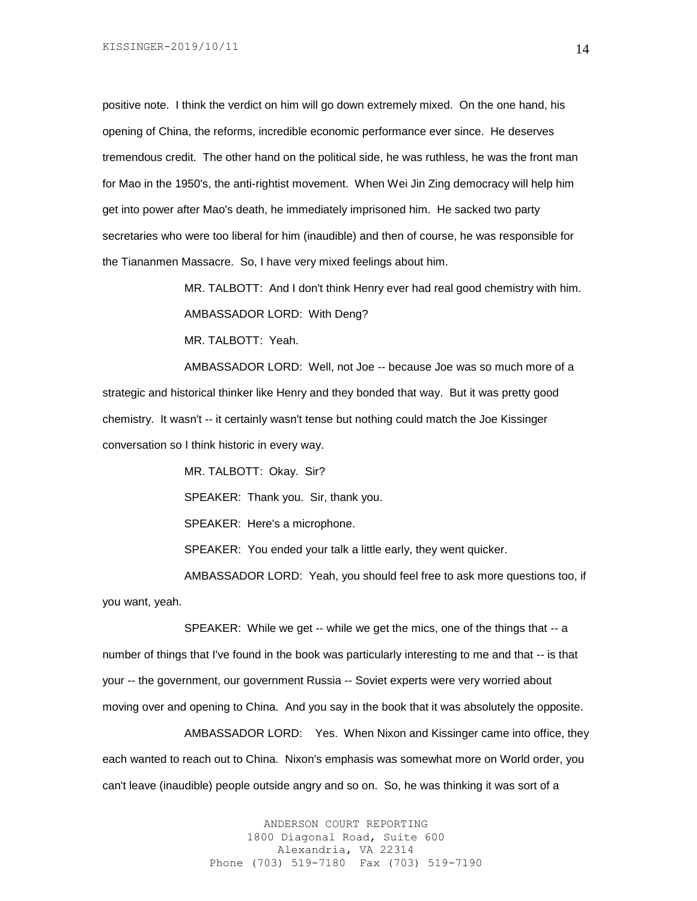positive note. I think the verdict on him will go down extremely mixed. On the one hand, his opening of China, the reforms, incredible economic performance ever since. He deserves tremendous credit. The other hand on the political side, he was ruthless, he was the front man for Mao in the 1950's, the anti-rightist movement. When Wei Jin Zing democracy will help him get into power after Mao's death, he immediately imprisoned him. He sacked two party secretaries who were too liberal for him (inaudible) and then of course, he was responsible for the Tiananmen Massacre. So, I have very mixed feelings about him.

MR. TALBOTT: And I don't think Henry ever had real good chemistry with him.

AMBASSADOR LORD: With Deng?

MR. TALBOTT: Yeah.

AMBASSADOR LORD: Well, not Joe -- because Joe was so much more of a strategic and historical thinker like Henry and they bonded that way. But it was pretty good chemistry. It wasn't -- it certainly wasn't tense but nothing could match the Joe Kissinger conversation so I think historic in every way.

MR. TALBOTT: Okay. Sir?

SPEAKER: Thank you. Sir, thank you.

SPEAKER: Here's a microphone.

SPEAKER: You ended your talk a little early, they went quicker.

AMBASSADOR LORD: Yeah, you should feel free to ask more questions too, if you want, yeah.

SPEAKER: While we get -- while we get the mics, one of the things that -- a number of things that I've found in the book was particularly interesting to me and that -- is that your -- the government, our government Russia -- Soviet experts were very worried about moving over and opening to China. And you say in the book that it was absolutely the opposite.

AMBASSADOR LORD: Yes. When Nixon and Kissinger came into office, they each wanted to reach out to China. Nixon's emphasis was somewhat more on World order, you can't leave (inaudible) people outside angry and so on. So, he was thinking it was sort of a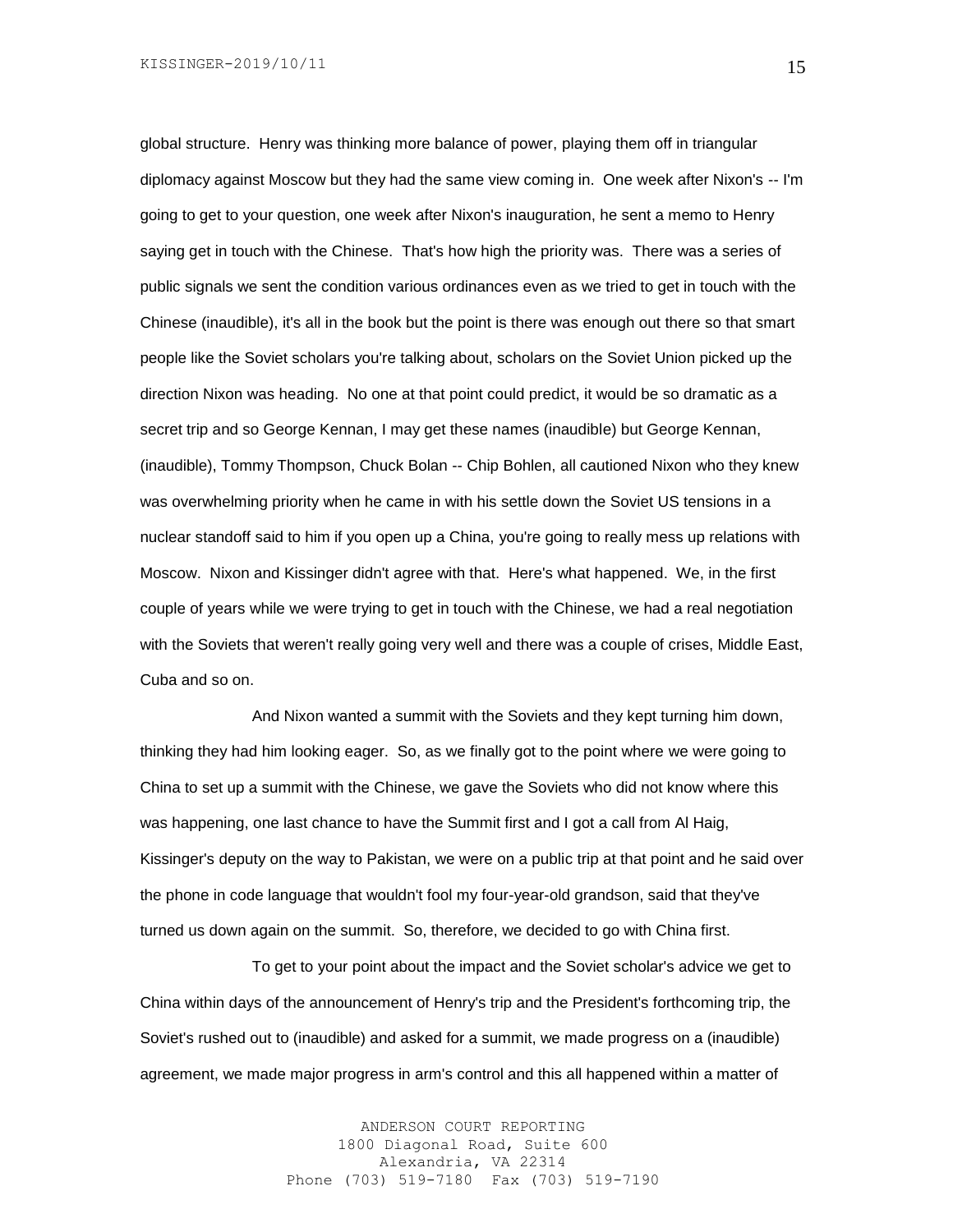global structure. Henry was thinking more balance of power, playing them off in triangular diplomacy against Moscow but they had the same view coming in. One week after Nixon's -- I'm going to get to your question, one week after Nixon's inauguration, he sent a memo to Henry saying get in touch with the Chinese. That's how high the priority was. There was a series of public signals we sent the condition various ordinances even as we tried to get in touch with the Chinese (inaudible), it's all in the book but the point is there was enough out there so that smart people like the Soviet scholars you're talking about, scholars on the Soviet Union picked up the direction Nixon was heading. No one at that point could predict, it would be so dramatic as a secret trip and so George Kennan, I may get these names (inaudible) but George Kennan, (inaudible), Tommy Thompson, Chuck Bolan -- Chip Bohlen, all cautioned Nixon who they knew was overwhelming priority when he came in with his settle down the Soviet US tensions in a nuclear standoff said to him if you open up a China, you're going to really mess up relations with Moscow. Nixon and Kissinger didn't agree with that. Here's what happened. We, in the first couple of years while we were trying to get in touch with the Chinese, we had a real negotiation with the Soviets that weren't really going very well and there was a couple of crises, Middle East, Cuba and so on.

And Nixon wanted a summit with the Soviets and they kept turning him down, thinking they had him looking eager. So, as we finally got to the point where we were going to China to set up a summit with the Chinese, we gave the Soviets who did not know where this was happening, one last chance to have the Summit first and I got a call from Al Haig, Kissinger's deputy on the way to Pakistan, we were on a public trip at that point and he said over the phone in code language that wouldn't fool my four-year-old grandson, said that they've turned us down again on the summit. So, therefore, we decided to go with China first.

To get to your point about the impact and the Soviet scholar's advice we get to China within days of the announcement of Henry's trip and the President's forthcoming trip, the Soviet's rushed out to (inaudible) and asked for a summit, we made progress on a (inaudible) agreement, we made major progress in arm's control and this all happened within a matter of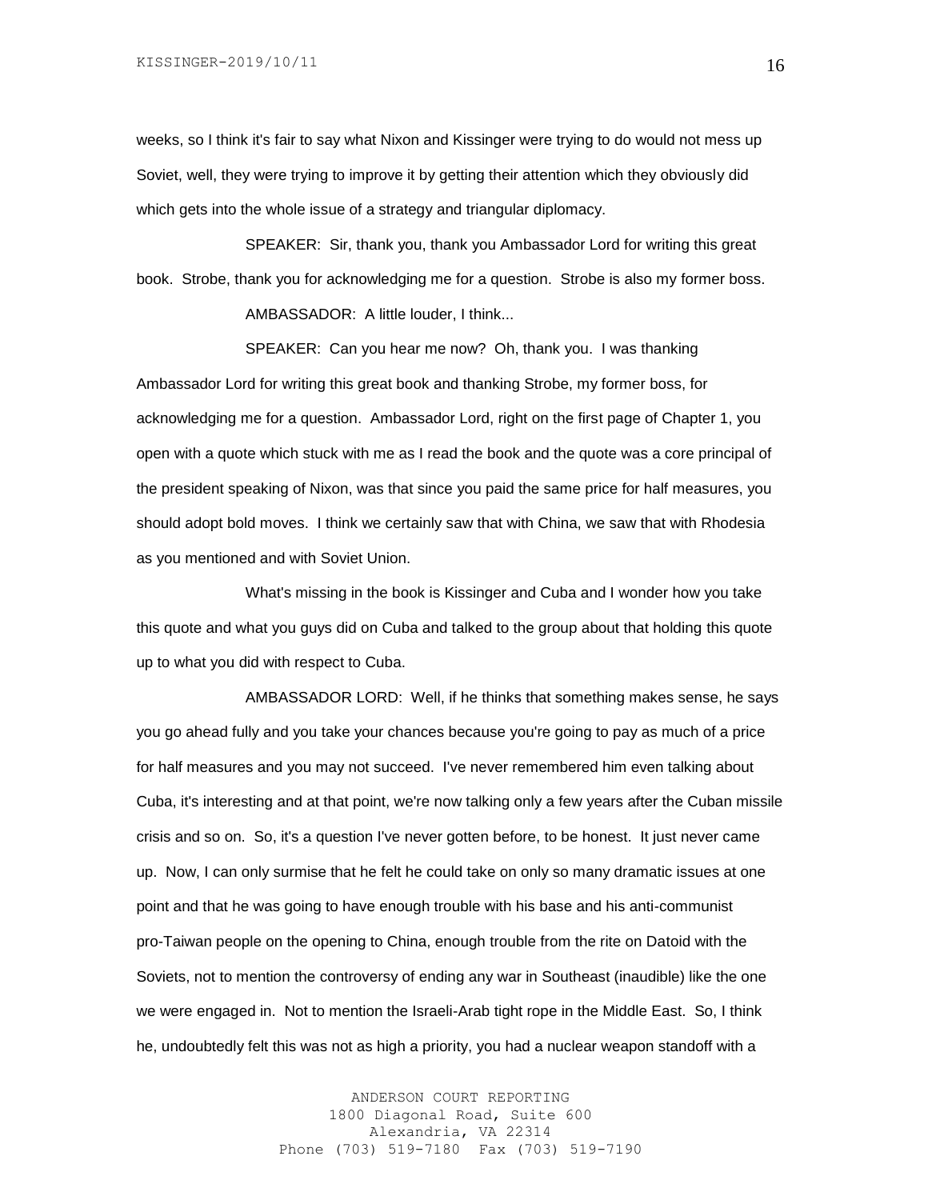weeks, so I think it's fair to say what Nixon and Kissinger were trying to do would not mess up Soviet, well, they were trying to improve it by getting their attention which they obviously did which gets into the whole issue of a strategy and triangular diplomacy.

SPEAKER: Sir, thank you, thank you Ambassador Lord for writing this great book. Strobe, thank you for acknowledging me for a question. Strobe is also my former boss.

AMBASSADOR: A little louder, I think...

SPEAKER: Can you hear me now? Oh, thank you. I was thanking Ambassador Lord for writing this great book and thanking Strobe, my former boss, for acknowledging me for a question. Ambassador Lord, right on the first page of Chapter 1, you open with a quote which stuck with me as I read the book and the quote was a core principal of the president speaking of Nixon, was that since you paid the same price for half measures, you should adopt bold moves. I think we certainly saw that with China, we saw that with Rhodesia as you mentioned and with Soviet Union.

What's missing in the book is Kissinger and Cuba and I wonder how you take this quote and what you guys did on Cuba and talked to the group about that holding this quote up to what you did with respect to Cuba.

AMBASSADOR LORD: Well, if he thinks that something makes sense, he says you go ahead fully and you take your chances because you're going to pay as much of a price for half measures and you may not succeed. I've never remembered him even talking about Cuba, it's interesting and at that point, we're now talking only a few years after the Cuban missile crisis and so on. So, it's a question I've never gotten before, to be honest. It just never came up. Now, I can only surmise that he felt he could take on only so many dramatic issues at one point and that he was going to have enough trouble with his base and his anti-communist pro-Taiwan people on the opening to China, enough trouble from the rite on Datoid with the Soviets, not to mention the controversy of ending any war in Southeast (inaudible) like the one we were engaged in. Not to mention the Israeli-Arab tight rope in the Middle East. So, I think he, undoubtedly felt this was not as high a priority, you had a nuclear weapon standoff with a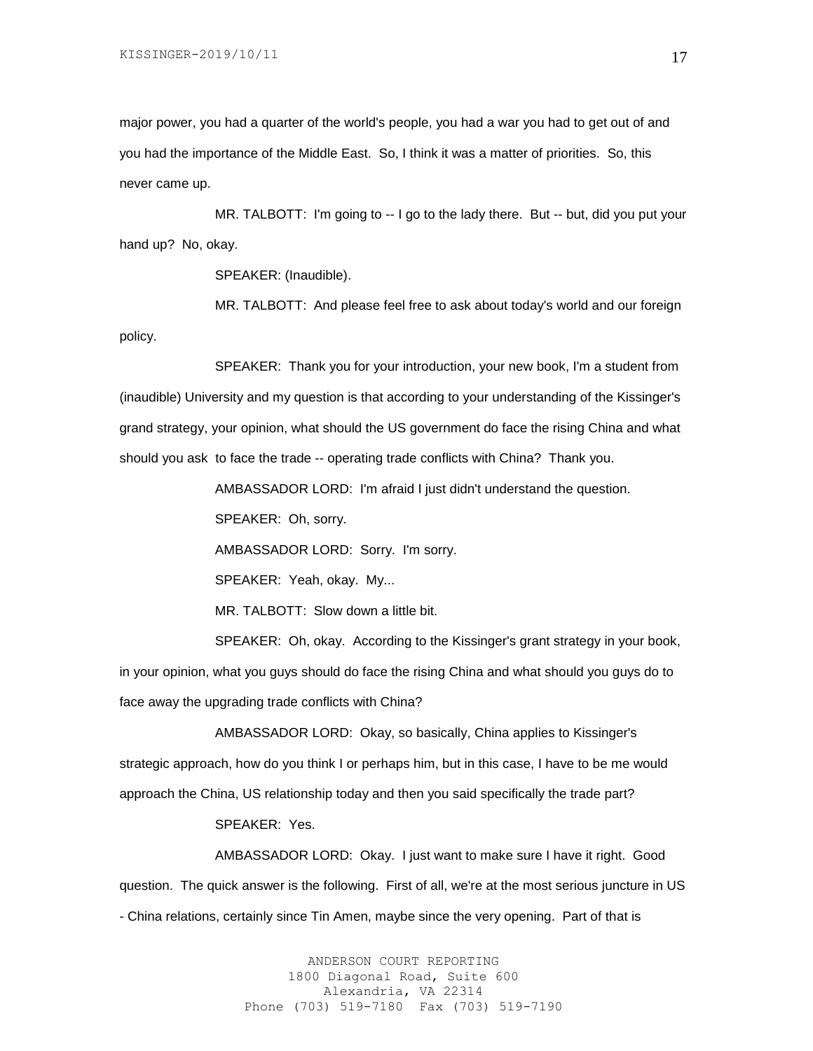major power, you had a quarter of the world's people, you had a war you had to get out of and you had the importance of the Middle East. So, I think it was a matter of priorities. So, this never came up.

MR. TALBOTT: I'm going to -- I go to the lady there. But -- but, did you put your hand up? No, okay.

SPEAKER: (Inaudible).

MR. TALBOTT: And please feel free to ask about today's world and our foreign policy.

SPEAKER: Thank you for your introduction, your new book, I'm a student from (inaudible) University and my question is that according to your understanding of the Kissinger's grand strategy, your opinion, what should the US government do face the rising China and what should you ask to face the trade -- operating trade conflicts with China? Thank you.

AMBASSADOR LORD: I'm afraid I just didn't understand the question.

SPEAKER: Oh, sorry.

AMBASSADOR LORD: Sorry. I'm sorry.

SPEAKER: Yeah, okay. My...

MR. TALBOTT: Slow down a little bit.

SPEAKER: Oh, okay. According to the Kissinger's grant strategy in your book, in your opinion, what you guys should do face the rising China and what should you guys do to face away the upgrading trade conflicts with China?

AMBASSADOR LORD: Okay, so basically, China applies to Kissinger's strategic approach, how do you think I or perhaps him, but in this case, I have to be me would approach the China, US relationship today and then you said specifically the trade part?

SPEAKER: Yes.

AMBASSADOR LORD: Okay. I just want to make sure I have it right. Good question. The quick answer is the following. First of all, we're at the most serious juncture in US - China relations, certainly since Tin Amen, maybe since the very opening. Part of that is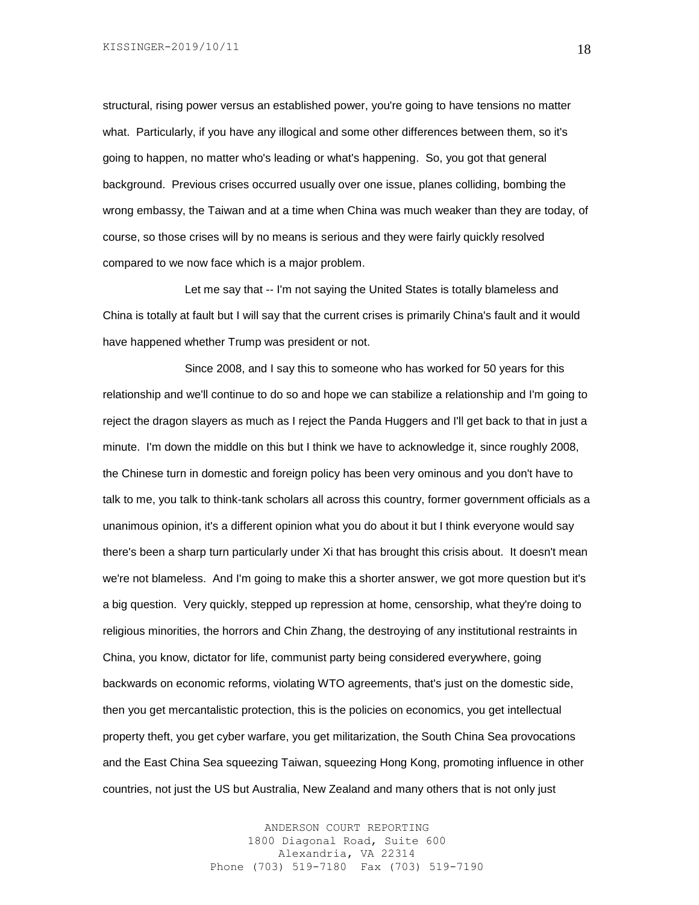structural, rising power versus an established power, you're going to have tensions no matter what. Particularly, if you have any illogical and some other differences between them, so it's going to happen, no matter who's leading or what's happening. So, you got that general background. Previous crises occurred usually over one issue, planes colliding, bombing the wrong embassy, the Taiwan and at a time when China was much weaker than they are today, of course, so those crises will by no means is serious and they were fairly quickly resolved compared to we now face which is a major problem.

Let me say that -- I'm not saying the United States is totally blameless and China is totally at fault but I will say that the current crises is primarily China's fault and it would have happened whether Trump was president or not.

Since 2008, and I say this to someone who has worked for 50 years for this relationship and we'll continue to do so and hope we can stabilize a relationship and I'm going to reject the dragon slayers as much as I reject the Panda Huggers and I'll get back to that in just a minute. I'm down the middle on this but I think we have to acknowledge it, since roughly 2008, the Chinese turn in domestic and foreign policy has been very ominous and you don't have to talk to me, you talk to think-tank scholars all across this country, former government officials as a unanimous opinion, it's a different opinion what you do about it but I think everyone would say there's been a sharp turn particularly under Xi that has brought this crisis about. It doesn't mean we're not blameless. And I'm going to make this a shorter answer, we got more question but it's a big question. Very quickly, stepped up repression at home, censorship, what they're doing to religious minorities, the horrors and Chin Zhang, the destroying of any institutional restraints in China, you know, dictator for life, communist party being considered everywhere, going backwards on economic reforms, violating WTO agreements, that's just on the domestic side, then you get mercantalistic protection, this is the policies on economics, you get intellectual property theft, you get cyber warfare, you get militarization, the South China Sea provocations and the East China Sea squeezing Taiwan, squeezing Hong Kong, promoting influence in other countries, not just the US but Australia, New Zealand and many others that is not only just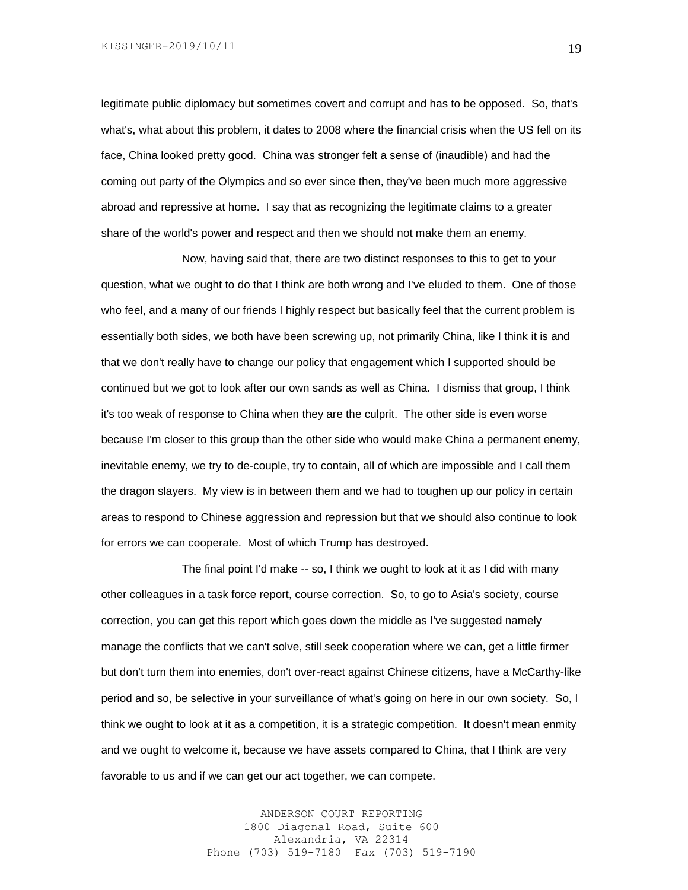legitimate public diplomacy but sometimes covert and corrupt and has to be opposed. So, that's what's, what about this problem, it dates to 2008 where the financial crisis when the US fell on its face, China looked pretty good. China was stronger felt a sense of (inaudible) and had the coming out party of the Olympics and so ever since then, they've been much more aggressive abroad and repressive at home. I say that as recognizing the legitimate claims to a greater share of the world's power and respect and then we should not make them an enemy.

Now, having said that, there are two distinct responses to this to get to your question, what we ought to do that I think are both wrong and I've eluded to them. One of those who feel, and a many of our friends I highly respect but basically feel that the current problem is essentially both sides, we both have been screwing up, not primarily China, like I think it is and that we don't really have to change our policy that engagement which I supported should be continued but we got to look after our own sands as well as China. I dismiss that group, I think it's too weak of response to China when they are the culprit. The other side is even worse because I'm closer to this group than the other side who would make China a permanent enemy, inevitable enemy, we try to de-couple, try to contain, all of which are impossible and I call them the dragon slayers. My view is in between them and we had to toughen up our policy in certain areas to respond to Chinese aggression and repression but that we should also continue to look for errors we can cooperate. Most of which Trump has destroyed.

The final point I'd make -- so, I think we ought to look at it as I did with many other colleagues in a task force report, course correction. So, to go to Asia's society, course correction, you can get this report which goes down the middle as I've suggested namely manage the conflicts that we can't solve, still seek cooperation where we can, get a little firmer but don't turn them into enemies, don't over-react against Chinese citizens, have a McCarthy-like period and so, be selective in your surveillance of what's going on here in our own society. So, I think we ought to look at it as a competition, it is a strategic competition. It doesn't mean enmity and we ought to welcome it, because we have assets compared to China, that I think are very favorable to us and if we can get our act together, we can compete.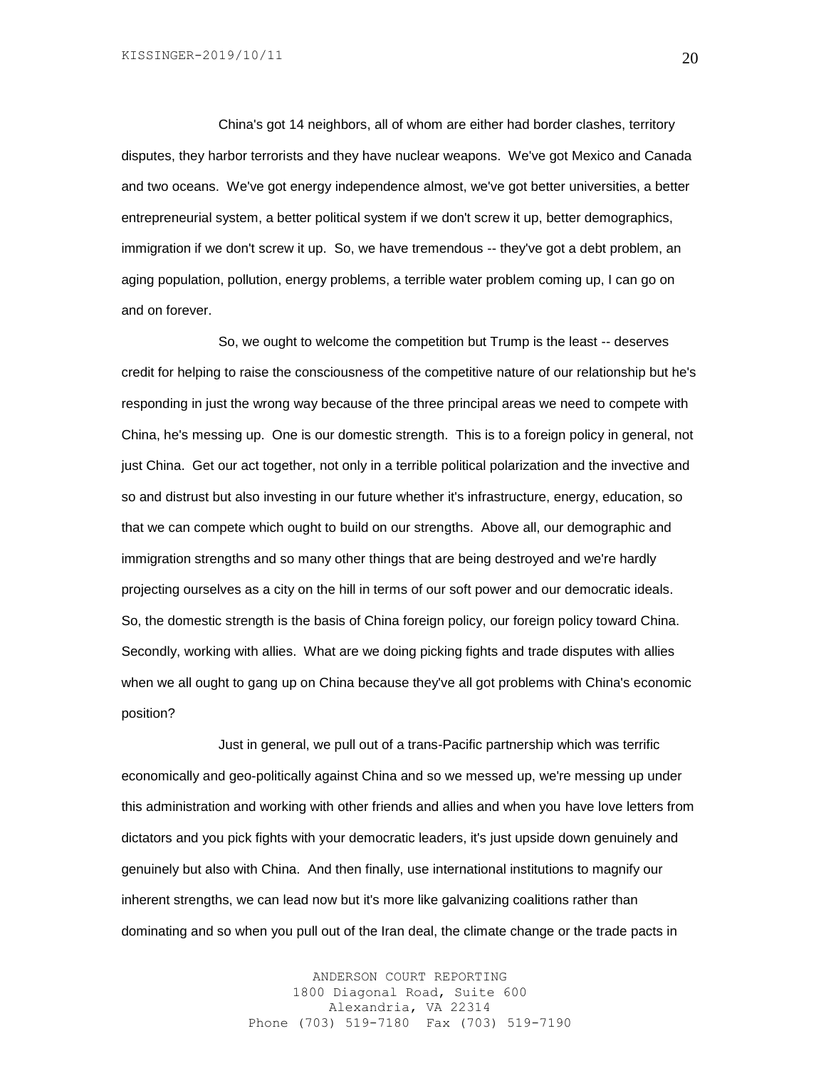China's got 14 neighbors, all of whom are either had border clashes, territory disputes, they harbor terrorists and they have nuclear weapons. We've got Mexico and Canada and two oceans. We've got energy independence almost, we've got better universities, a better entrepreneurial system, a better political system if we don't screw it up, better demographics, immigration if we don't screw it up. So, we have tremendous -- they've got a debt problem, an aging population, pollution, energy problems, a terrible water problem coming up, I can go on and on forever.

So, we ought to welcome the competition but Trump is the least -- deserves credit for helping to raise the consciousness of the competitive nature of our relationship but he's responding in just the wrong way because of the three principal areas we need to compete with China, he's messing up. One is our domestic strength. This is to a foreign policy in general, not just China. Get our act together, not only in a terrible political polarization and the invective and so and distrust but also investing in our future whether it's infrastructure, energy, education, so that we can compete which ought to build on our strengths. Above all, our demographic and immigration strengths and so many other things that are being destroyed and we're hardly projecting ourselves as a city on the hill in terms of our soft power and our democratic ideals. So, the domestic strength is the basis of China foreign policy, our foreign policy toward China. Secondly, working with allies. What are we doing picking fights and trade disputes with allies when we all ought to gang up on China because they've all got problems with China's economic position?

Just in general, we pull out of a trans-Pacific partnership which was terrific economically and geo-politically against China and so we messed up, we're messing up under this administration and working with other friends and allies and when you have love letters from dictators and you pick fights with your democratic leaders, it's just upside down genuinely and genuinely but also with China. And then finally, use international institutions to magnify our inherent strengths, we can lead now but it's more like galvanizing coalitions rather than dominating and so when you pull out of the Iran deal, the climate change or the trade pacts in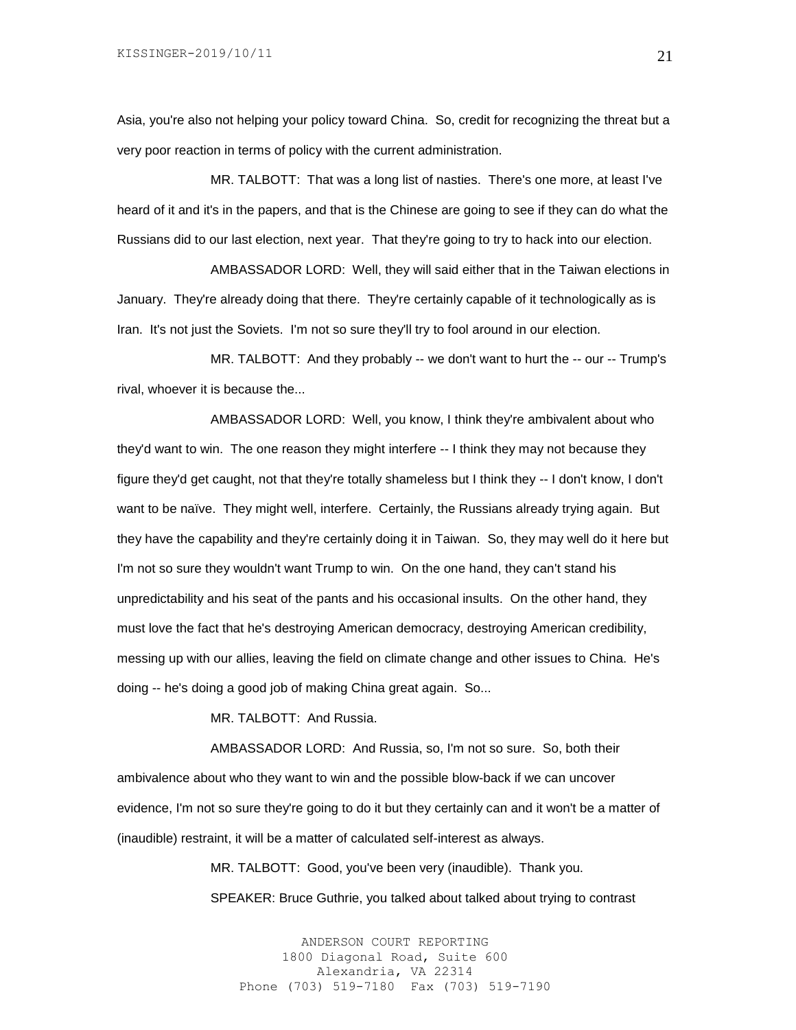Asia, you're also not helping your policy toward China. So, credit for recognizing the threat but a very poor reaction in terms of policy with the current administration.

MR. TALBOTT: That was a long list of nasties. There's one more, at least I've heard of it and it's in the papers, and that is the Chinese are going to see if they can do what the Russians did to our last election, next year. That they're going to try to hack into our election.

AMBASSADOR LORD: Well, they will said either that in the Taiwan elections in January. They're already doing that there. They're certainly capable of it technologically as is Iran. It's not just the Soviets. I'm not so sure they'll try to fool around in our election.

MR. TALBOTT: And they probably -- we don't want to hurt the -- our -- Trump's rival, whoever it is because the...

AMBASSADOR LORD: Well, you know, I think they're ambivalent about who they'd want to win. The one reason they might interfere -- I think they may not because they figure they'd get caught, not that they're totally shameless but I think they -- I don't know, I don't want to be naïve. They might well, interfere. Certainly, the Russians already trying again. But they have the capability and they're certainly doing it in Taiwan. So, they may well do it here but I'm not so sure they wouldn't want Trump to win. On the one hand, they can't stand his unpredictability and his seat of the pants and his occasional insults. On the other hand, they must love the fact that he's destroying American democracy, destroying American credibility, messing up with our allies, leaving the field on climate change and other issues to China. He's doing -- he's doing a good job of making China great again. So...

MR. TALBOTT: And Russia.

AMBASSADOR LORD: And Russia, so, I'm not so sure. So, both their ambivalence about who they want to win and the possible blow-back if we can uncover evidence, I'm not so sure they're going to do it but they certainly can and it won't be a matter of (inaudible) restraint, it will be a matter of calculated self-interest as always.

MR. TALBOTT: Good, you've been very (inaudible). Thank you.

SPEAKER: Bruce Guthrie, you talked about talked about trying to contrast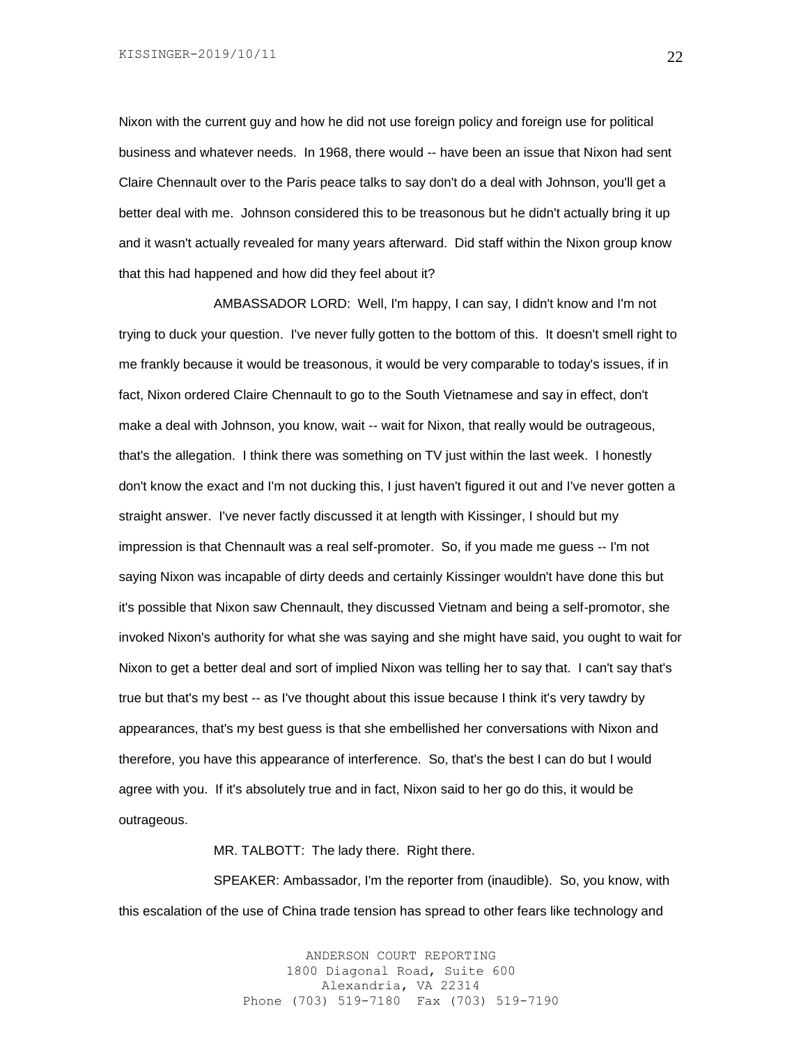Nixon with the current guy and how he did not use foreign policy and foreign use for political business and whatever needs. In 1968, there would -- have been an issue that Nixon had sent Claire Chennault over to the Paris peace talks to say don't do a deal with Johnson, you'll get a better deal with me. Johnson considered this to be treasonous but he didn't actually bring it up and it wasn't actually revealed for many years afterward. Did staff within the Nixon group know that this had happened and how did they feel about it?

AMBASSADOR LORD: Well, I'm happy, I can say, I didn't know and I'm not trying to duck your question. I've never fully gotten to the bottom of this. It doesn't smell right to me frankly because it would be treasonous, it would be very comparable to today's issues, if in fact, Nixon ordered Claire Chennault to go to the South Vietnamese and say in effect, don't make a deal with Johnson, you know, wait -- wait for Nixon, that really would be outrageous, that's the allegation. I think there was something on TV just within the last week. I honestly don't know the exact and I'm not ducking this, I just haven't figured it out and I've never gotten a straight answer. I've never factly discussed it at length with Kissinger, I should but my impression is that Chennault was a real self-promoter. So, if you made me guess -- I'm not saying Nixon was incapable of dirty deeds and certainly Kissinger wouldn't have done this but it's possible that Nixon saw Chennault, they discussed Vietnam and being a self-promotor, she invoked Nixon's authority for what she was saying and she might have said, you ought to wait for Nixon to get a better deal and sort of implied Nixon was telling her to say that. I can't say that's true but that's my best -- as I've thought about this issue because I think it's very tawdry by appearances, that's my best guess is that she embellished her conversations with Nixon and therefore, you have this appearance of interference. So, that's the best I can do but I would agree with you. If it's absolutely true and in fact, Nixon said to her go do this, it would be outrageous.

MR. TALBOTT: The lady there. Right there.

SPEAKER: Ambassador, I'm the reporter from (inaudible). So, you know, with this escalation of the use of China trade tension has spread to other fears like technology and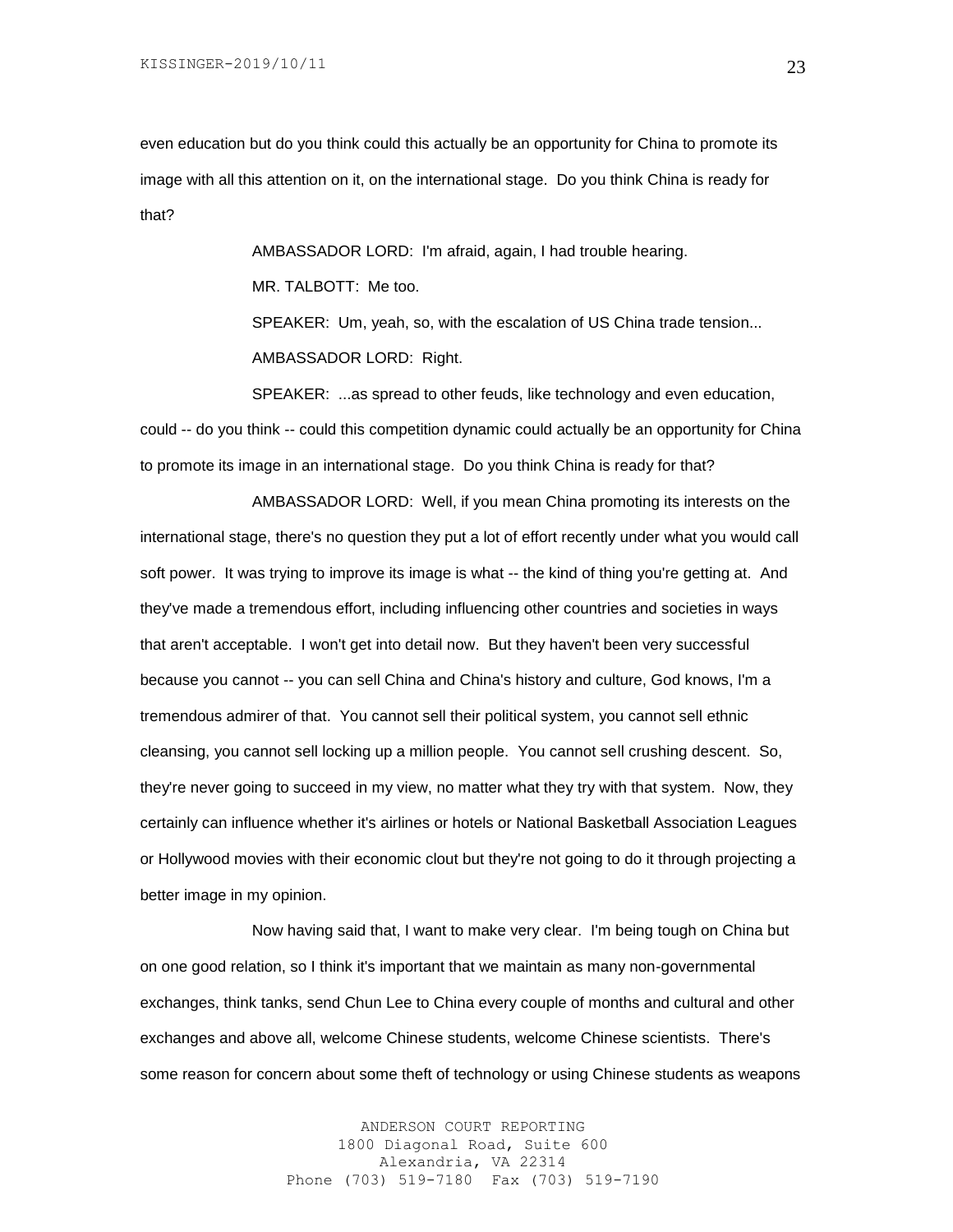even education but do you think could this actually be an opportunity for China to promote its image with all this attention on it, on the international stage. Do you think China is ready for that?

AMBASSADOR LORD: I'm afraid, again, I had trouble hearing.

MR. TALBOTT: Me too.

SPEAKER: Um, yeah, so, with the escalation of US China trade tension...

AMBASSADOR LORD: Right.

SPEAKER: ...as spread to other feuds, like technology and even education, could -- do you think -- could this competition dynamic could actually be an opportunity for China to promote its image in an international stage. Do you think China is ready for that?

AMBASSADOR LORD: Well, if you mean China promoting its interests on the international stage, there's no question they put a lot of effort recently under what you would call soft power. It was trying to improve its image is what -- the kind of thing you're getting at. And they've made a tremendous effort, including influencing other countries and societies in ways that aren't acceptable. I won't get into detail now. But they haven't been very successful because you cannot -- you can sell China and China's history and culture, God knows, I'm a tremendous admirer of that. You cannot sell their political system, you cannot sell ethnic cleansing, you cannot sell locking up a million people. You cannot sell crushing descent. So, they're never going to succeed in my view, no matter what they try with that system. Now, they certainly can influence whether it's airlines or hotels or National Basketball Association Leagues or Hollywood movies with their economic clout but they're not going to do it through projecting a better image in my opinion.

Now having said that, I want to make very clear. I'm being tough on China but on one good relation, so I think it's important that we maintain as many non-governmental exchanges, think tanks, send Chun Lee to China every couple of months and cultural and other exchanges and above all, welcome Chinese students, welcome Chinese scientists. There's some reason for concern about some theft of technology or using Chinese students as weapons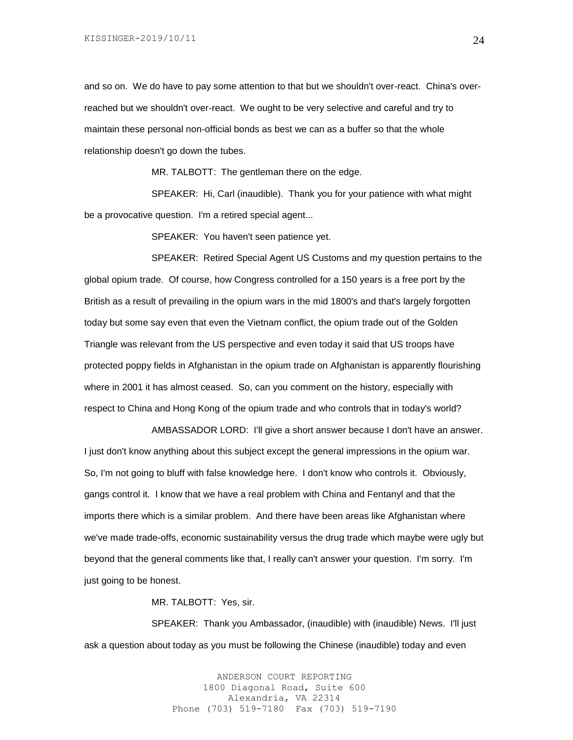and so on. We do have to pay some attention to that but we shouldn't over-react. China's over-reached but we shouldn't over-react. We ought to be very selective and careful and try to maintain these personal non-official bonds as best we can as a buffer so that the whole relationship doesn't go down the tubes.

MR. TALBOTT: The gentleman there on the edge.

SPEAKER: Hi, Carl (inaudible). Thank you for your patience with what might be a provocative question. I'm a retired special agent...

SPEAKER: You haven't seen patience yet.

SPEAKER: Retired Special Agent US Customs and my question pertains to the global opium trade. Of course, how Congress controlled for a 150 years is a free port by the British as a result of prevailing in the opium wars in the mid 1800's and that's largely forgotten today but some say even that even the Vietnam conflict, the opium trade out of the Golden Triangle was relevant from the US perspective and even today it said that US troops have protected poppy fields in Afghanistan in the opium trade on Afghanistan is apparently flourishing where in 2001 it has almost ceased. So, can you comment on the history, especially with respect to China and Hong Kong of the opium trade and who controls that in today's world?

AMBASSADOR LORD: I'll give a short answer because I don't have an answer. I just don't know anything about this subject except the general impressions in the opium war. So, I'm not going to bluff with false knowledge here. I don't know who controls it. Obviously, gangs control it. I know that we have a real problem with China and Fentanyl and that the imports there which is a similar problem. And there have been areas like Afghanistan where we've made trade-offs, economic sustainability versus the drug trade which maybe were ugly but beyond that the general comments like that, I really can't answer your question. I'm sorry. I'm just going to be honest.

MR. TALBOTT: Yes, sir.

SPEAKER: Thank you Ambassador, (inaudible) with (inaudible) News. I'll just ask a question about today as you must be following the Chinese (inaudible) today and even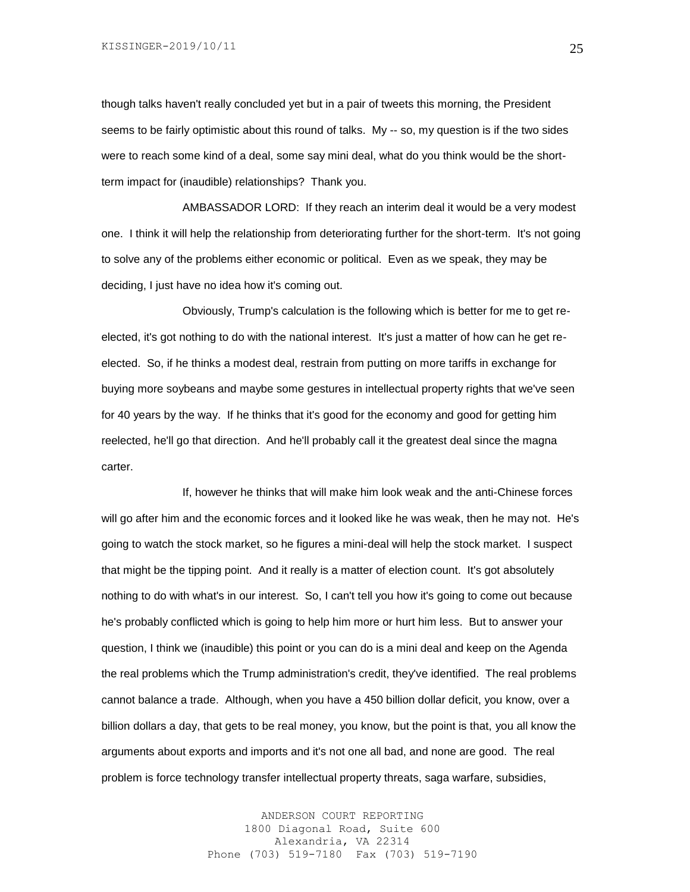though talks haven't really concluded yet but in a pair of tweets this morning, the President seems to be fairly optimistic about this round of talks. My -- so, my question is if the two sides were to reach some kind of a deal, some say mini deal, what do you think would be the short-term impact for (inaudible) relationships? Thank you.

AMBASSADOR LORD: If they reach an interim deal it would be a very modest one. I think it will help the relationship from deteriorating further for the short-term. It's not going to solve any of the problems either economic or political. Even as we speak, they may be deciding, I just have no idea how it's coming out.

Obviously, Trump's calculation is the following which is better for me to get re-elected, it's got nothing to do with the national interest. It's just a matter of how can he get re-elected. So, if he thinks a modest deal, restrain from putting on more tariffs in exchange for buying more soybeans and maybe some gestures in intellectual property rights that we've seen for 40 years by the way. If he thinks that it's good for the economy and good for getting him reelected, he'll go that direction. And he'll probably call it the greatest deal since the magna carter.

If, however he thinks that will make him look weak and the anti-Chinese forces will go after him and the economic forces and it looked like he was weak, then he may not. He's going to watch the stock market, so he figures a mini-deal will help the stock market. I suspect that might be the tipping point. And it really is a matter of election count. It's got absolutely nothing to do with what's in our interest. So, I can't tell you how it's going to come out because he's probably conflicted which is going to help him more or hurt him less. But to answer your question, I think we (inaudible) this point or you can do is a mini deal and keep on the Agenda the real problems which the Trump administration's credit, they've identified. The real problems cannot balance a trade. Although, when you have a 450 billion dollar deficit, you know, over a billion dollars a day, that gets to be real money, you know, but the point is that, you all know the arguments about exports and imports and it's not one all bad, and none are good. The real problem is force technology transfer intellectual property threats, saga warfare, subsidies,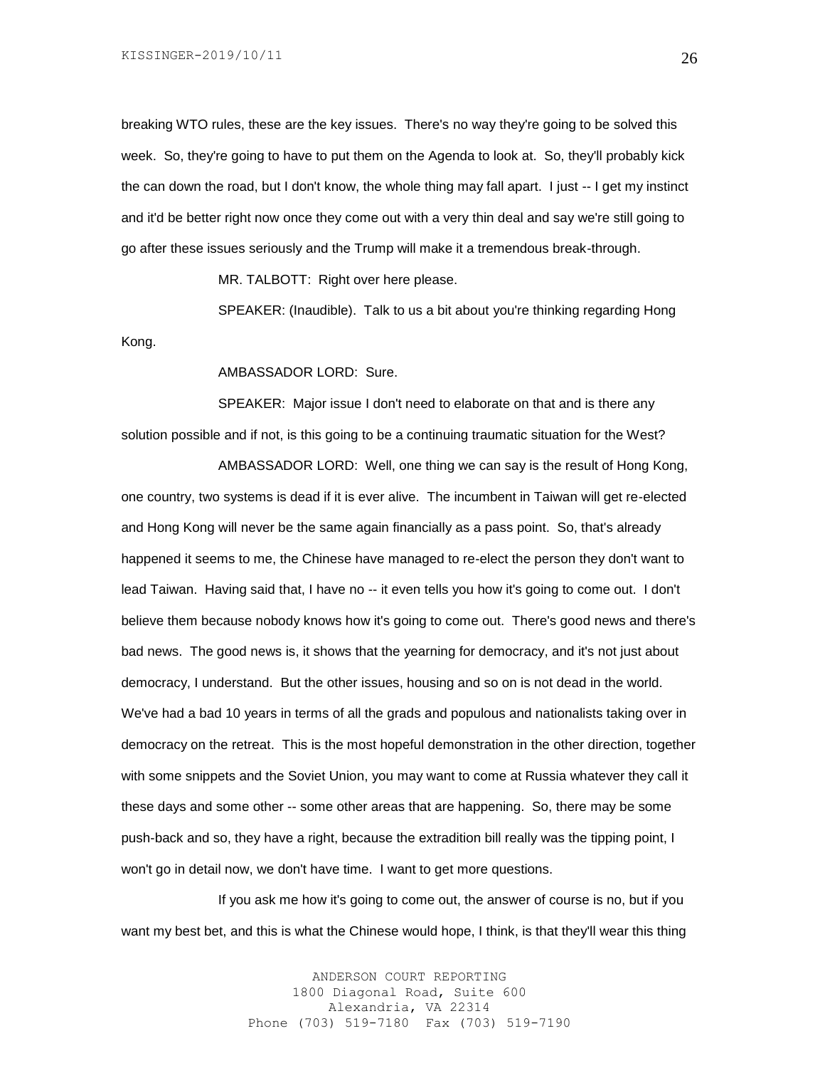breaking WTO rules, these are the key issues. There's no way they're going to be solved this week. So, they're going to have to put them on the Agenda to look at. So, they'll probably kick the can down the road, but I don't know, the whole thing may fall apart. I just -- I get my instinct and it'd be better right now once they come out with a very thin deal and say we're still going to go after these issues seriously and the Trump will make it a tremendous break-through.

MR. TALBOTT: Right over here please.

SPEAKER: (Inaudible). Talk to us a bit about you're thinking regarding Hong Kong.

AMBASSADOR LORD: Sure.

SPEAKER: Major issue I don't need to elaborate on that and is there any solution possible and if not, is this going to be a continuing traumatic situation for the West?

AMBASSADOR LORD: Well, one thing we can say is the result of Hong Kong, one country, two systems is dead if it is ever alive. The incumbent in Taiwan will get re-elected and Hong Kong will never be the same again financially as a pass point. So, that's already happened it seems to me, the Chinese have managed to re-elect the person they don't want to lead Taiwan. Having said that, I have no -- it even tells you how it's going to come out. I don't believe them because nobody knows how it's going to come out. There's good news and there's bad news. The good news is, it shows that the yearning for democracy, and it's not just about democracy, I understand. But the other issues, housing and so on is not dead in the world. We've had a bad 10 years in terms of all the grads and populous and nationalists taking over in democracy on the retreat. This is the most hopeful demonstration in the other direction, together with some snippets and the Soviet Union, you may want to come at Russia whatever they call it these days and some other -- some other areas that are happening. So, there may be some push-back and so, they have a right, because the extradition bill really was the tipping point, I won't go in detail now, we don't have time. I want to get more questions.

If you ask me how it's going to come out, the answer of course is no, but if you want my best bet, and this is what the Chinese would hope, I think, is that they'll wear this thing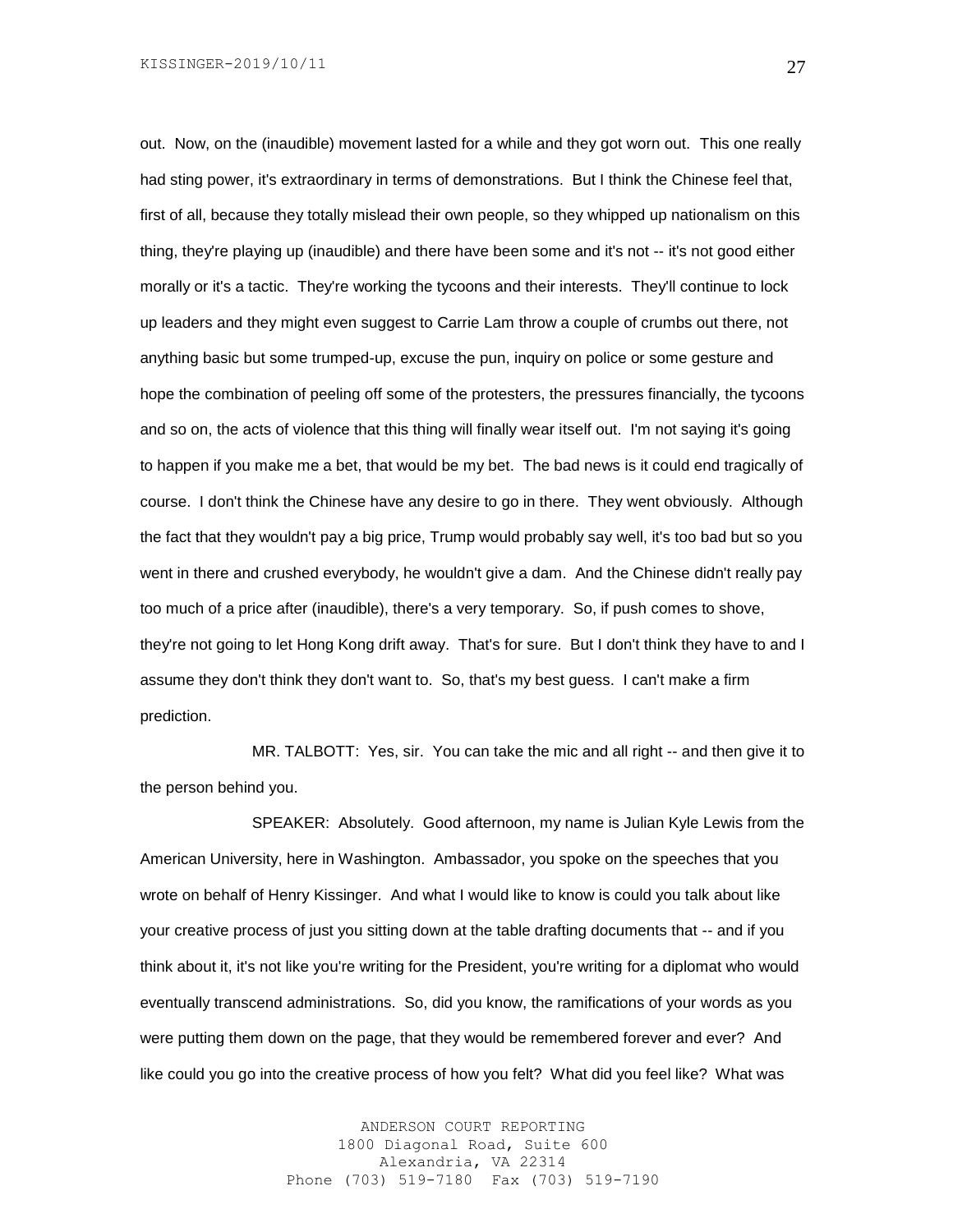out. Now, on the (inaudible) movement lasted for a while and they got worn out. This one really had sting power, it's extraordinary in terms of demonstrations. But I think the Chinese feel that, first of all, because they totally mislead their own people, so they whipped up nationalism on this thing, they're playing up (inaudible) and there have been some and it's not -- it's not good either morally or it's a tactic. They're working the tycoons and their interests. They'll continue to lock up leaders and they might even suggest to Carrie Lam throw a couple of crumbs out there, not anything basic but some trumped-up, excuse the pun, inquiry on police or some gesture and hope the combination of peeling off some of the protesters, the pressures financially, the tycoons and so on, the acts of violence that this thing will finally wear itself out. I'm not saying it's going to happen if you make me a bet, that would be my bet. The bad news is it could end tragically of course. I don't think the Chinese have any desire to go in there. They went obviously. Although the fact that they wouldn't pay a big price, Trump would probably say well, it's too bad but so you went in there and crushed everybody, he wouldn't give a dam. And the Chinese didn't really pay too much of a price after (inaudible), there's a very temporary. So, if push comes to shove, they're not going to let Hong Kong drift away. That's for sure. But I don't think they have to and I assume they don't think they don't want to. So, that's my best guess. I can't make a firm prediction.

MR. TALBOTT: Yes, sir. You can take the mic and all right -- and then give it to the person behind you.

SPEAKER: Absolutely. Good afternoon, my name is Julian Kyle Lewis from the American University, here in Washington. Ambassador, you spoke on the speeches that you wrote on behalf of Henry Kissinger. And what I would like to know is could you talk about like your creative process of just you sitting down at the table drafting documents that -- and if you think about it, it's not like you're writing for the President, you're writing for a diplomat who would eventually transcend administrations. So, did you know, the ramifications of your words as you were putting them down on the page, that they would be remembered forever and ever? And like could you go into the creative process of how you felt? What did you feel like? What was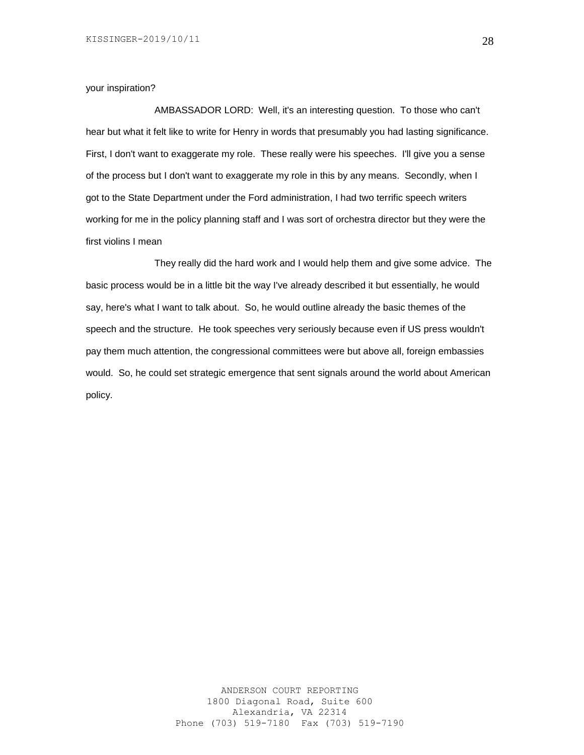your inspiration?

AMBASSADOR LORD: Well, it's an interesting question. To those who can't hear but what it felt like to write for Henry in words that presumably you had lasting significance. First, I don't want to exaggerate my role. These really were his speeches. I'll give you a sense of the process but I don't want to exaggerate my role in this by any means. Secondly, when I got to the State Department under the Ford administration, I had two terrific speech writers working for me in the policy planning staff and I was sort of orchestra director but they were the first violins I mean

They really did the hard work and I would help them and give some advice. The basic process would be in a little bit the way I've already described it but essentially, he would say, here's what I want to talk about. So, he would outline already the basic themes of the speech and the structure. He took speeches very seriously because even if US press wouldn't pay them much attention, the congressional committees were but above all, foreign embassies would. So, he could set strategic emergence that sent signals around the world about American policy.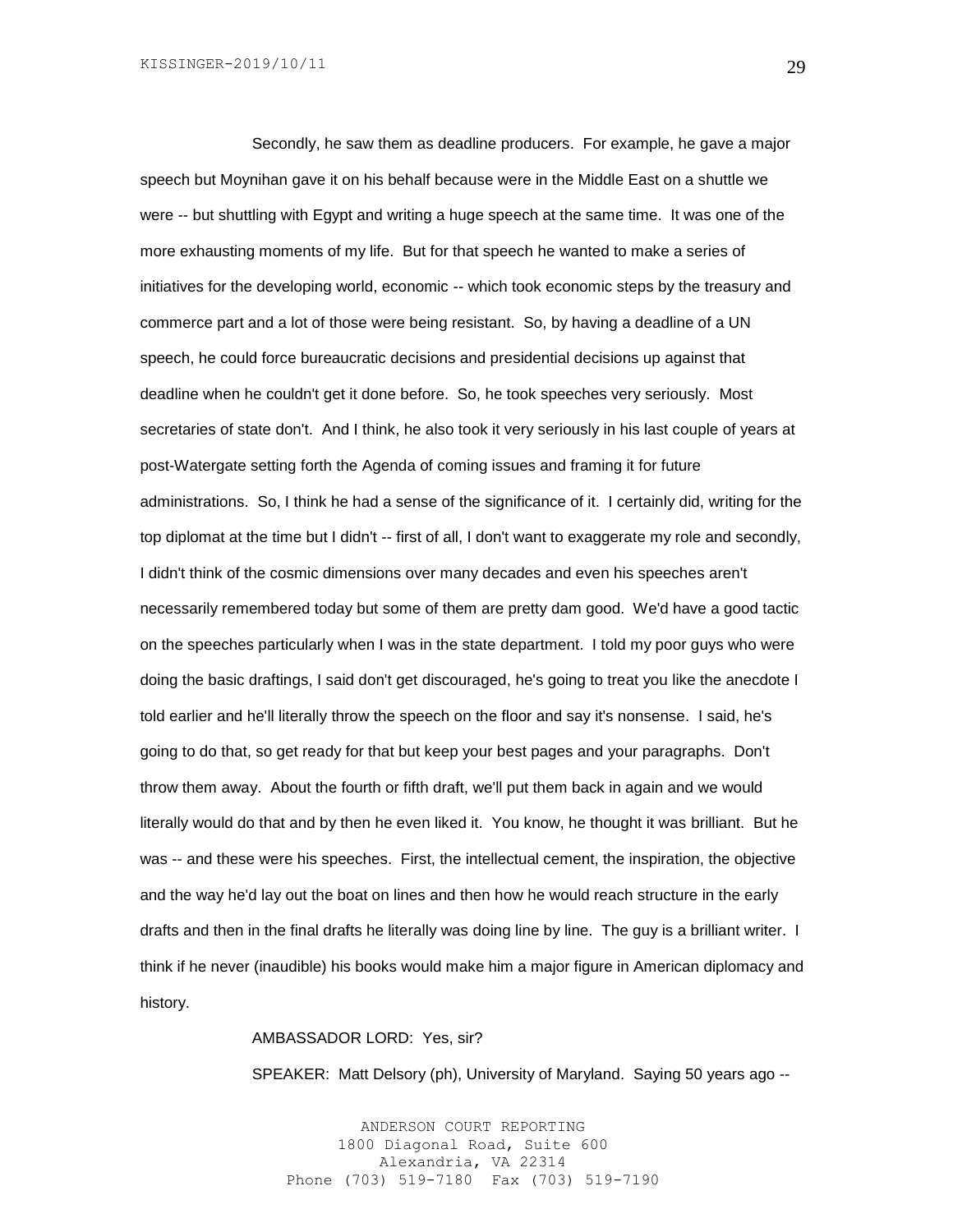Secondly, he saw them as deadline producers. For example, he gave a major speech but Moynihan gave it on his behalf because were in the Middle East on a shuttle we were -- but shuttling with Egypt and writing a huge speech at the same time. It was one of the more exhausting moments of my life. But for that speech he wanted to make a series of initiatives for the developing world, economic -- which took economic steps by the treasury and commerce part and a lot of those were being resistant. So, by having a deadline of a UN speech, he could force bureaucratic decisions and presidential decisions up against that deadline when he couldn't get it done before. So, he took speeches very seriously. Most secretaries of state don't. And I think, he also took it very seriously in his last couple of years at post-Watergate setting forth the Agenda of coming issues and framing it for future administrations. So, I think he had a sense of the significance of it. I certainly did, writing for the top diplomat at the time but I didn't -- first of all, I don't want to exaggerate my role and secondly, I didn't think of the cosmic dimensions over many decades and even his speeches aren't necessarily remembered today but some of them are pretty dam good. We'd have a good tactic on the speeches particularly when I was in the state department. I told my poor guys who were doing the basic draftings, I said don't get discouraged, he's going to treat you like the anecdote I told earlier and he'll literally throw the speech on the floor and say it's nonsense. I said, he's going to do that, so get ready for that but keep your best pages and your paragraphs. Don't throw them away. About the fourth or fifth draft, we'll put them back in again and we would literally would do that and by then he even liked it. You know, he thought it was brilliant. But he was -- and these were his speeches. First, the intellectual cement, the inspiration, the objective and the way he'd lay out the boat on lines and then how he would reach structure in the early drafts and then in the final drafts he literally was doing line by line. The guy is a brilliant writer. I think if he never (inaudible) his books would make him a major figure in American diplomacy and history.

AMBASSADOR LORD: Yes, sir?

SPEAKER: Matt Delsory (ph), University of Maryland. Saying 50 years ago --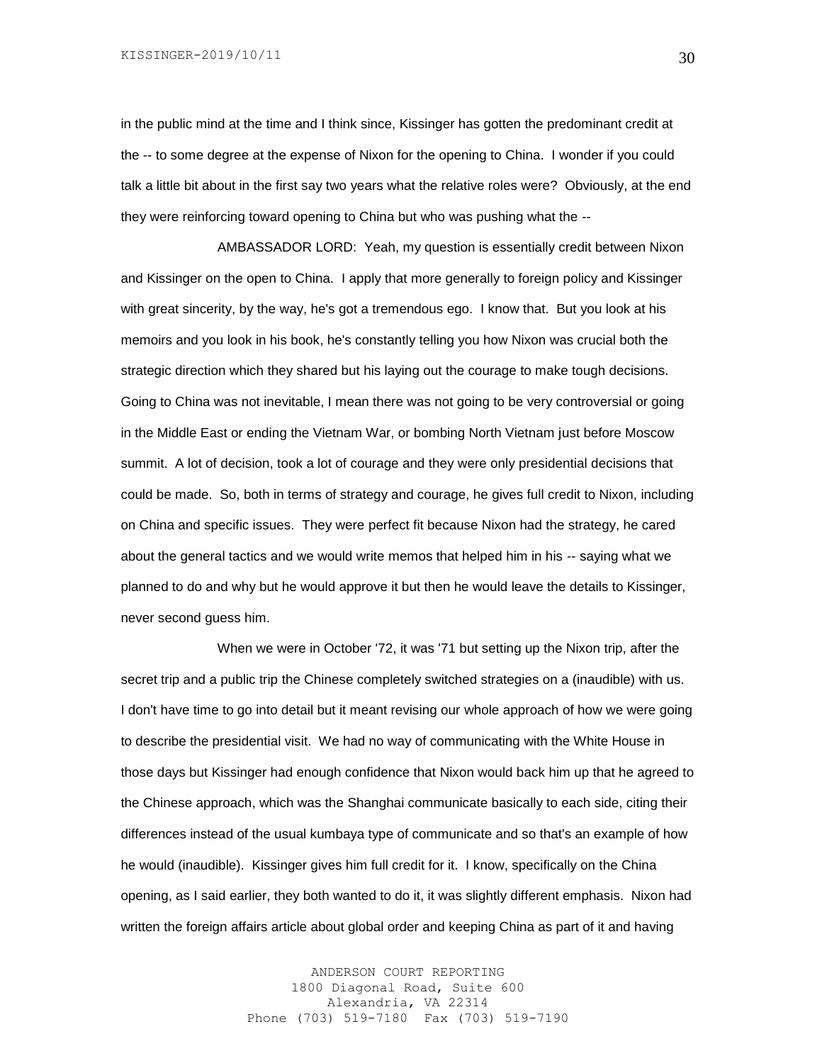in the public mind at the time and I think since, Kissinger has gotten the predominant credit at the -- to some degree at the expense of Nixon for the opening to China. I wonder if you could talk a little bit about in the first say two years what the relative roles were? Obviously, at the end they were reinforcing toward opening to China but who was pushing what the --

AMBASSADOR LORD: Yeah, my question is essentially credit between Nixon and Kissinger on the open to China. I apply that more generally to foreign policy and Kissinger with great sincerity, by the way, he's got a tremendous ego. I know that. But you look at his memoirs and you look in his book, he's constantly telling you how Nixon was crucial both the strategic direction which they shared but his laying out the courage to make tough decisions. Going to China was not inevitable, I mean there was not going to be very controversial or going in the Middle East or ending the Vietnam War, or bombing North Vietnam just before Moscow summit. A lot of decision, took a lot of courage and they were only presidential decisions that could be made. So, both in terms of strategy and courage, he gives full credit to Nixon, including on China and specific issues. They were perfect fit because Nixon had the strategy, he cared about the general tactics and we would write memos that helped him in his -- saying what we planned to do and why but he would approve it but then he would leave the details to Kissinger, never second guess him.

When we were in October '72, it was '71 but setting up the Nixon trip, after the secret trip and a public trip the Chinese completely switched strategies on a (inaudible) with us. I don't have time to go into detail but it meant revising our whole approach of how we were going to describe the presidential visit. We had no way of communicating with the White House in those days but Kissinger had enough confidence that Nixon would back him up that he agreed to the Chinese approach, which was the Shanghai communicate basically to each side, citing their differences instead of the usual kumbaya type of communicate and so that's an example of how he would (inaudible). Kissinger gives him full credit for it. I know, specifically on the China opening, as I said earlier, they both wanted to do it, it was slightly different emphasis. Nixon had written the foreign affairs article about global order and keeping China as part of it and having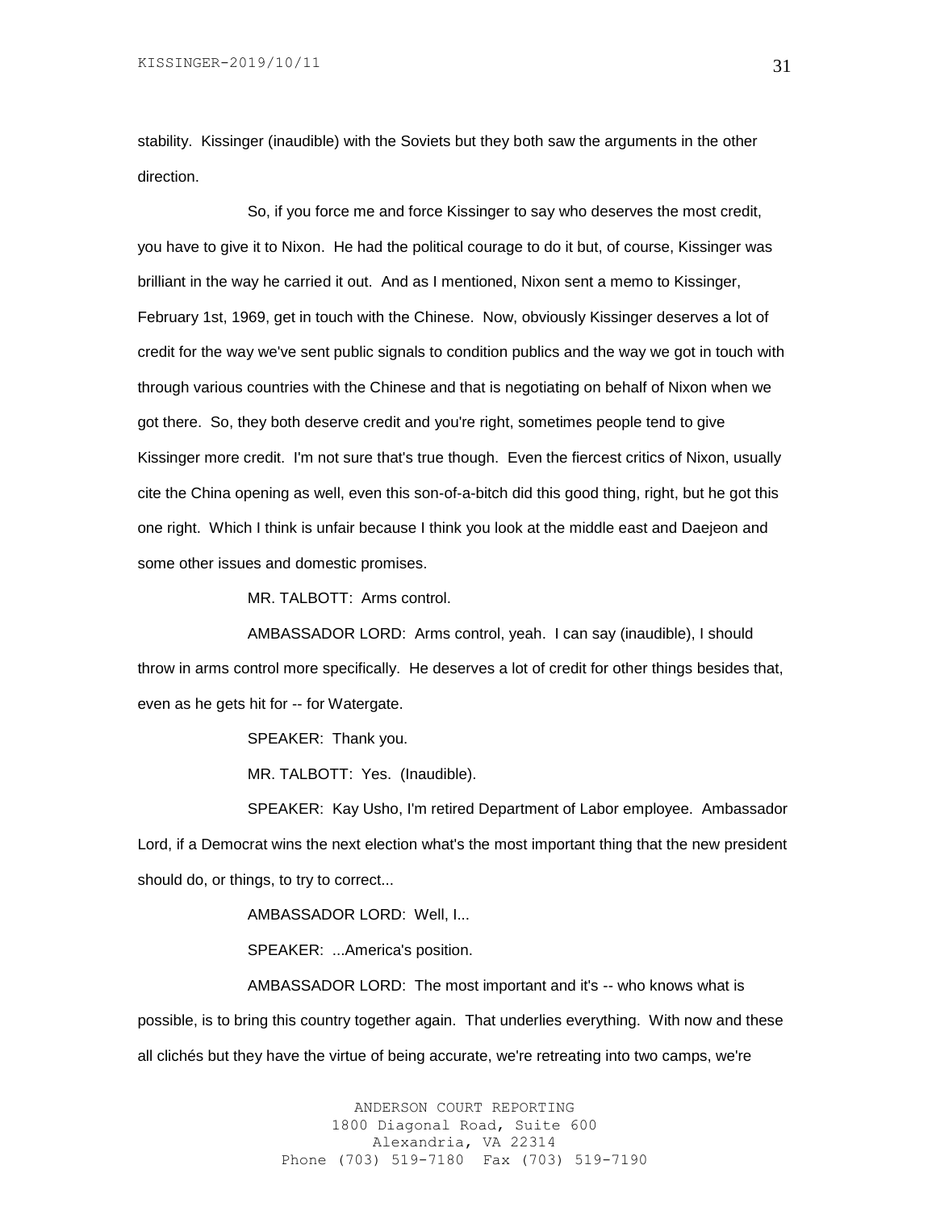stability. Kissinger (inaudible) with the Soviets but they both saw the arguments in the other direction.

So, if you force me and force Kissinger to say who deserves the most credit, you have to give it to Nixon. He had the political courage to do it but, of course, Kissinger was brilliant in the way he carried it out. And as I mentioned, Nixon sent a memo to Kissinger, February 1st, 1969, get in touch with the Chinese. Now, obviously Kissinger deserves a lot of credit for the way we've sent public signals to condition publics and the way we got in touch with through various countries with the Chinese and that is negotiating on behalf of Nixon when we got there. So, they both deserve credit and you're right, sometimes people tend to give Kissinger more credit. I'm not sure that's true though. Even the fiercest critics of Nixon, usually cite the China opening as well, even this son-of-a-bitch did this good thing, right, but he got this one right. Which I think is unfair because I think you look at the middle east and Daejeon and some other issues and domestic promises.

MR. TALBOTT: Arms control.

AMBASSADOR LORD: Arms control, yeah. I can say (inaudible), I should throw in arms control more specifically. He deserves a lot of credit for other things besides that, even as he gets hit for -- for Watergate.

SPEAKER: Thank you.

MR. TALBOTT: Yes. (Inaudible).

SPEAKER: Kay Usho, I'm retired Department of Labor employee. Ambassador Lord, if a Democrat wins the next election what's the most important thing that the new president should do, or things, to try to correct...

AMBASSADOR LORD: Well, I...

SPEAKER: ...America's position.

AMBASSADOR LORD: The most important and it's -- who knows what is possible, is to bring this country together again. That underlies everything. With now and these all clichés but they have the virtue of being accurate, we're retreating into two camps, we're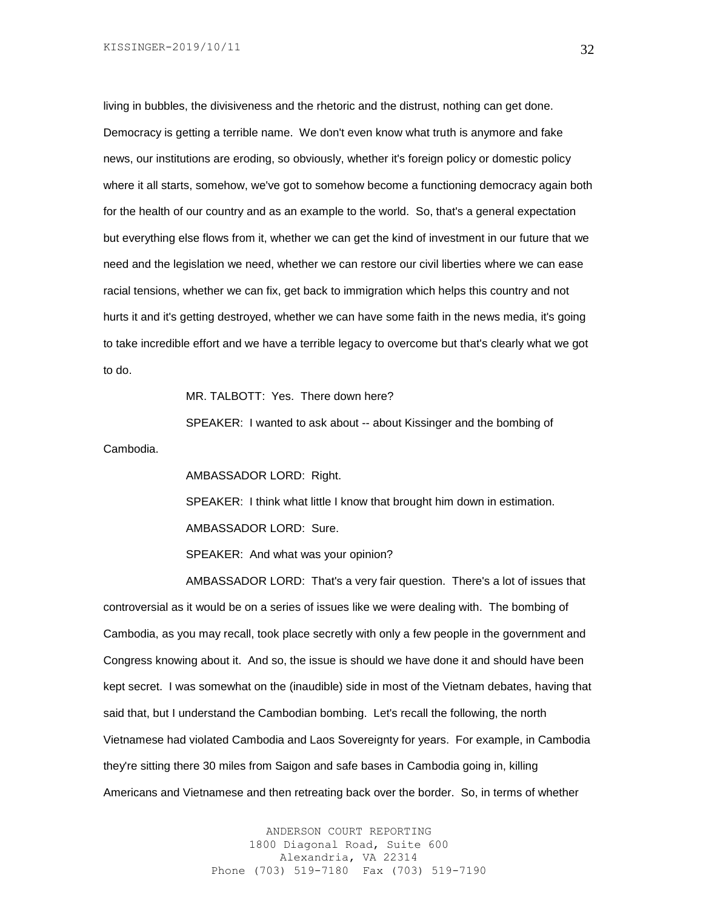living in bubbles, the divisiveness and the rhetoric and the distrust, nothing can get done. Democracy is getting a terrible name. We don't even know what truth is anymore and fake news, our institutions are eroding, so obviously, whether it's foreign policy or domestic policy where it all starts, somehow, we've got to somehow become a functioning democracy again both for the health of our country and as an example to the world. So, that's a general expectation but everything else flows from it, whether we can get the kind of investment in our future that we need and the legislation we need, whether we can restore our civil liberties where we can ease racial tensions, whether we can fix, get back to immigration which helps this country and not hurts it and it's getting destroyed, whether we can have some faith in the news media, it's going to take incredible effort and we have a terrible legacy to overcome but that's clearly what we got to do.

MR. TALBOTT: Yes. There down here?

SPEAKER: I wanted to ask about -- about Kissinger and the bombing of Cambodia.

AMBASSADOR LORD: Right.

SPEAKER: I think what little I know that brought him down in estimation.

AMBASSADOR LORD: Sure.

SPEAKER: And what was your opinion?

AMBASSADOR LORD: That's a very fair question. There's a lot of issues that controversial as it would be on a series of issues like we were dealing with. The bombing of Cambodia, as you may recall, took place secretly with only a few people in the government and Congress knowing about it. And so, the issue is should we have done it and should have been kept secret. I was somewhat on the (inaudible) side in most of the Vietnam debates, having that said that, but I understand the Cambodian bombing. Let's recall the following, the north Vietnamese had violated Cambodia and Laos Sovereignty for years. For example, in Cambodia they're sitting there 30 miles from Saigon and safe bases in Cambodia going in, killing Americans and Vietnamese and then retreating back over the border. So, in terms of whether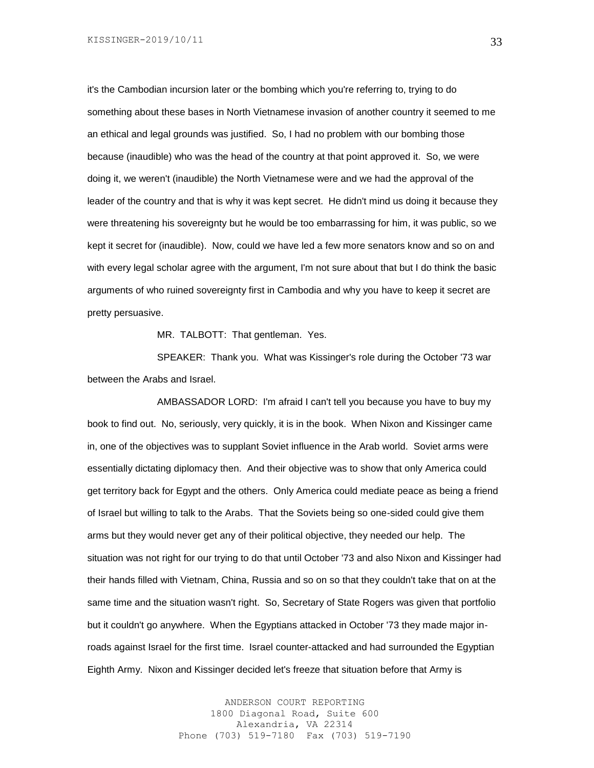it's the Cambodian incursion later or the bombing which you're referring to, trying to do something about these bases in North Vietnamese invasion of another country it seemed to me an ethical and legal grounds was justified. So, I had no problem with our bombing those because (inaudible) who was the head of the country at that point approved it. So, we were doing it, we weren't (inaudible) the North Vietnamese were and we had the approval of the leader of the country and that is why it was kept secret. He didn't mind us doing it because they were threatening his sovereignty but he would be too embarrassing for him, it was public, so we kept it secret for (inaudible). Now, could we have led a few more senators know and so on and with every legal scholar agree with the argument, I'm not sure about that but I do think the basic arguments of who ruined sovereignty first in Cambodia and why you have to keep it secret are pretty persuasive.

MR. TALBOTT: That gentleman. Yes.

SPEAKER: Thank you. What was Kissinger's role during the October '73 war between the Arabs and Israel.

AMBASSADOR LORD: I'm afraid I can't tell you because you have to buy my book to find out. No, seriously, very quickly, it is in the book. When Nixon and Kissinger came in, one of the objectives was to supplant Soviet influence in the Arab world. Soviet arms were essentially dictating diplomacy then. And their objective was to show that only America could get territory back for Egypt and the others. Only America could mediate peace as being a friend of Israel but willing to talk to the Arabs. That the Soviets being so one-sided could give them arms but they would never get any of their political objective, they needed our help. The situation was not right for our trying to do that until October '73 and also Nixon and Kissinger had their hands filled with Vietnam, China, Russia and so on so that they couldn't take that on at the same time and the situation wasn't right. So, Secretary of State Rogers was given that portfolio but it couldn't go anywhere. When the Egyptians attacked in October '73 they made major in-roads against Israel for the first time. Israel counter-attacked and had surrounded the Egyptian Eighth Army. Nixon and Kissinger decided let's freeze that situation before that Army is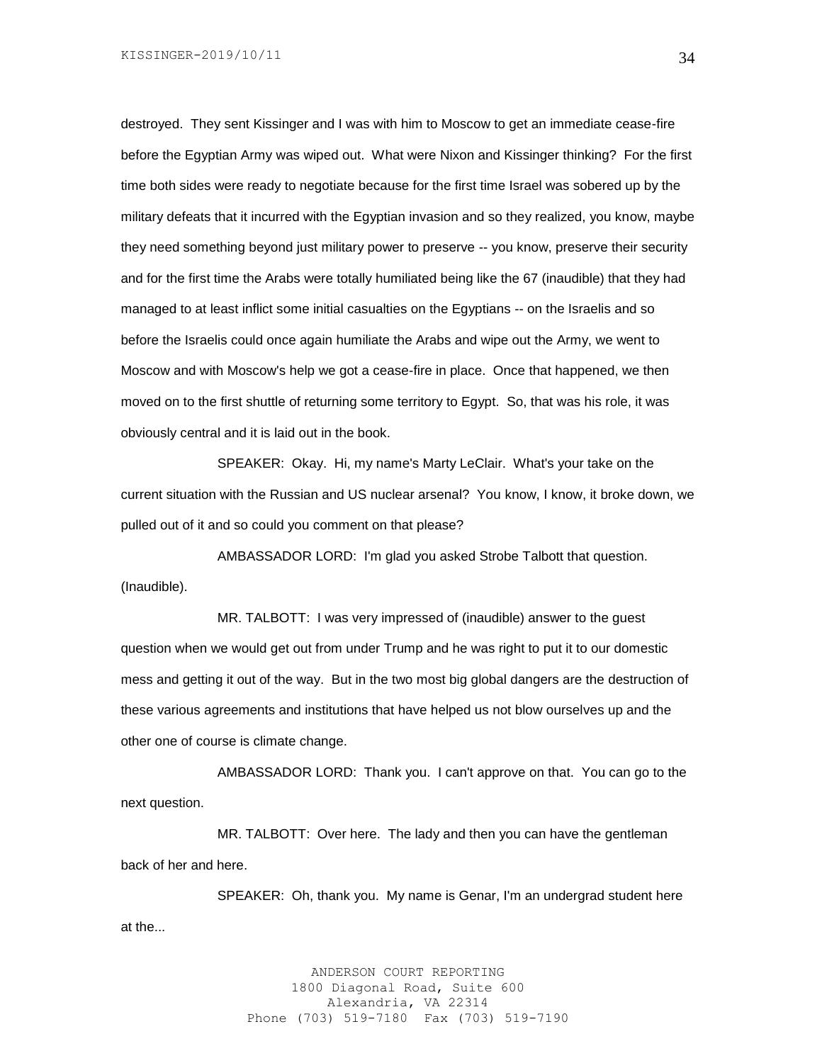destroyed. They sent Kissinger and I was with him to Moscow to get an immediate cease-fire before the Egyptian Army was wiped out. What were Nixon and Kissinger thinking? For the first time both sides were ready to negotiate because for the first time Israel was sobered up by the military defeats that it incurred with the Egyptian invasion and so they realized, you know, maybe they need something beyond just military power to preserve -- you know, preserve their security and for the first time the Arabs were totally humiliated being like the 67 (inaudible) that they had managed to at least inflict some initial casualties on the Egyptians -- on the Israelis and so before the Israelis could once again humiliate the Arabs and wipe out the Army, we went to Moscow and with Moscow's help we got a cease-fire in place. Once that happened, we then moved on to the first shuttle of returning some territory to Egypt. So, that was his role, it was obviously central and it is laid out in the book.

SPEAKER: Okay. Hi, my name's Marty LeClair. What's your take on the current situation with the Russian and US nuclear arsenal? You know, I know, it broke down, we pulled out of it and so could you comment on that please?

AMBASSADOR LORD: I'm glad you asked Strobe Talbott that question. (Inaudible).

MR. TALBOTT: I was very impressed of (inaudible) answer to the guest question when we would get out from under Trump and he was right to put it to our domestic mess and getting it out of the way. But in the two most big global dangers are the destruction of these various agreements and institutions that have helped us not blow ourselves up and the other one of course is climate change.

AMBASSADOR LORD: Thank you. I can't approve on that. You can go to the next question.

MR. TALBOTT: Over here. The lady and then you can have the gentleman back of her and here.

SPEAKER: Oh, thank you. My name is Genar, I'm an undergrad student here at the...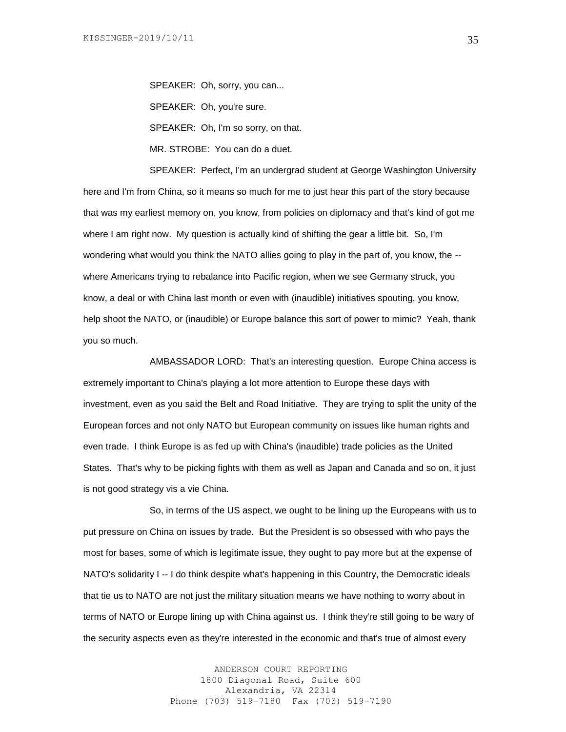SPEAKER: Oh, sorry, you can...

SPEAKER: Oh, you're sure.

SPEAKER: Oh, I'm so sorry, on that.

MR. STROBE: You can do a duet.

SPEAKER: Perfect, I'm an undergrad student at George Washington University here and I'm from China, so it means so much for me to just hear this part of the story because that was my earliest memory on, you know, from policies on diplomacy and that's kind of got me where I am right now. My question is actually kind of shifting the gear a little bit. So, I'm wondering what would you think the NATO allies going to play in the part of, you know, the -- where Americans trying to rebalance into Pacific region, when we see Germany struck, you know, a deal or with China last month or even with (inaudible) initiatives spouting, you know, help shoot the NATO, or (inaudible) or Europe balance this sort of power to mimic? Yeah, thank you so much.

AMBASSADOR LORD: That's an interesting question. Europe China access is extremely important to China's playing a lot more attention to Europe these days with investment, even as you said the Belt and Road Initiative. They are trying to split the unity of the European forces and not only NATO but European community on issues like human rights and even trade. I think Europe is as fed up with China's (inaudible) trade policies as the United States. That's why to be picking fights with them as well as Japan and Canada and so on, it just is not good strategy vis a vie China.

So, in terms of the US aspect, we ought to be lining up the Europeans with us to put pressure on China on issues by trade. But the President is so obsessed with who pays the most for bases, some of which is legitimate issue, they ought to pay more but at the expense of NATO's solidarity I -- I do think despite what's happening in this Country, the Democratic ideals that tie us to NATO are not just the military situation means we have nothing to worry about in terms of NATO or Europe lining up with China against us. I think they're still going to be wary of the security aspects even as they're interested in the economic and that's true of almost every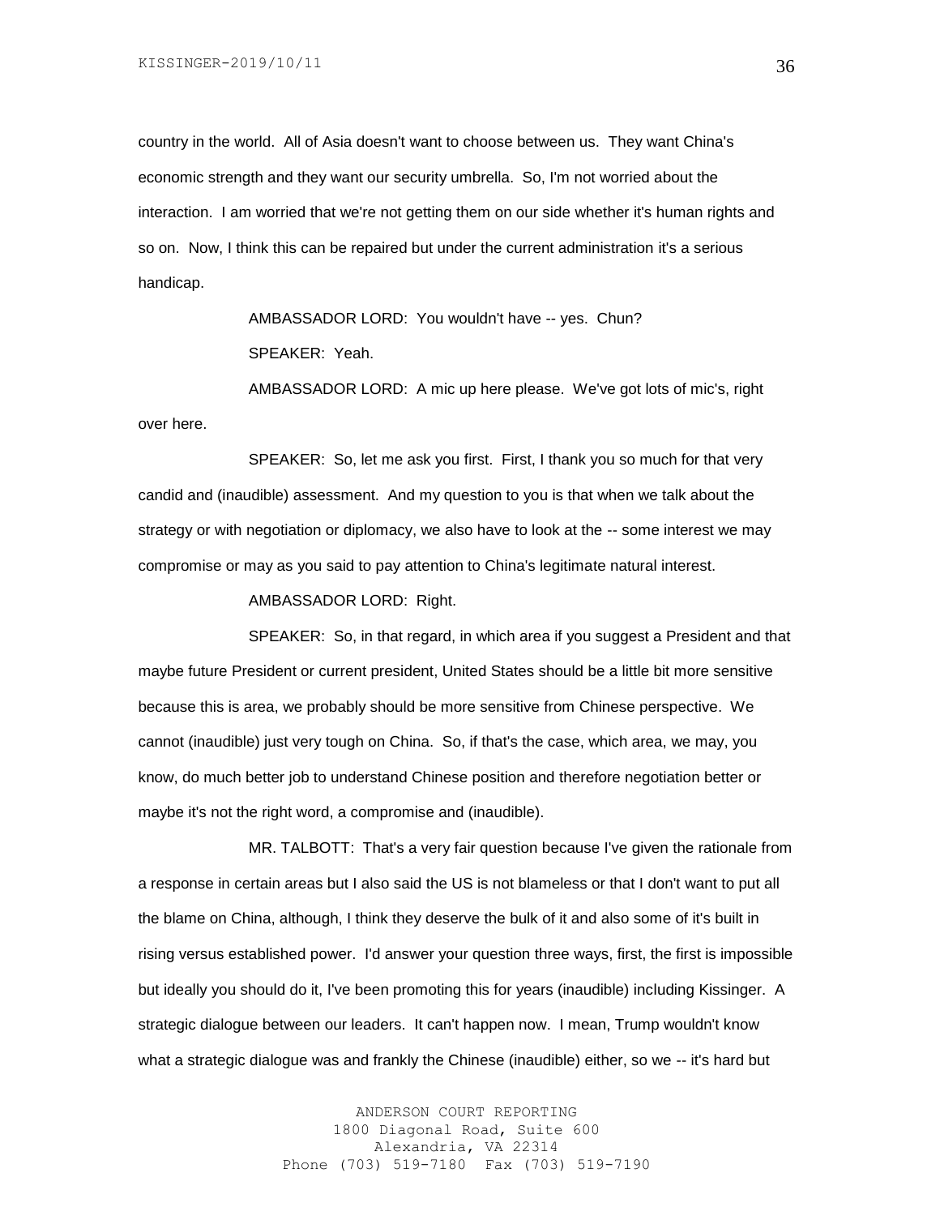country in the world. All of Asia doesn't want to choose between us. They want China's economic strength and they want our security umbrella. So, I'm not worried about the interaction. I am worried that we're not getting them on our side whether it's human rights and so on. Now, I think this can be repaired but under the current administration it's a serious handicap.

AMBASSADOR LORD: You wouldn't have -- yes. Chun?

SPEAKER: Yeah.

AMBASSADOR LORD: A mic up here please. We've got lots of mic's, right over here.

SPEAKER: So, let me ask you first. First, I thank you so much for that very candid and (inaudible) assessment. And my question to you is that when we talk about the strategy or with negotiation or diplomacy, we also have to look at the -- some interest we may compromise or may as you said to pay attention to China's legitimate natural interest.

AMBASSADOR LORD: Right.

SPEAKER: So, in that regard, in which area if you suggest a President and that maybe future President or current president, United States should be a little bit more sensitive because this is area, we probably should be more sensitive from Chinese perspective. We cannot (inaudible) just very tough on China. So, if that's the case, which area, we may, you know, do much better job to understand Chinese position and therefore negotiation better or maybe it's not the right word, a compromise and (inaudible).

MR. TALBOTT: That's a very fair question because I've given the rationale from a response in certain areas but I also said the US is not blameless or that I don't want to put all the blame on China, although, I think they deserve the bulk of it and also some of it's built in rising versus established power. I'd answer your question three ways, first, the first is impossible but ideally you should do it, I've been promoting this for years (inaudible) including Kissinger. A strategic dialogue between our leaders. It can't happen now. I mean, Trump wouldn't know what a strategic dialogue was and frankly the Chinese (inaudible) either, so we -- it's hard but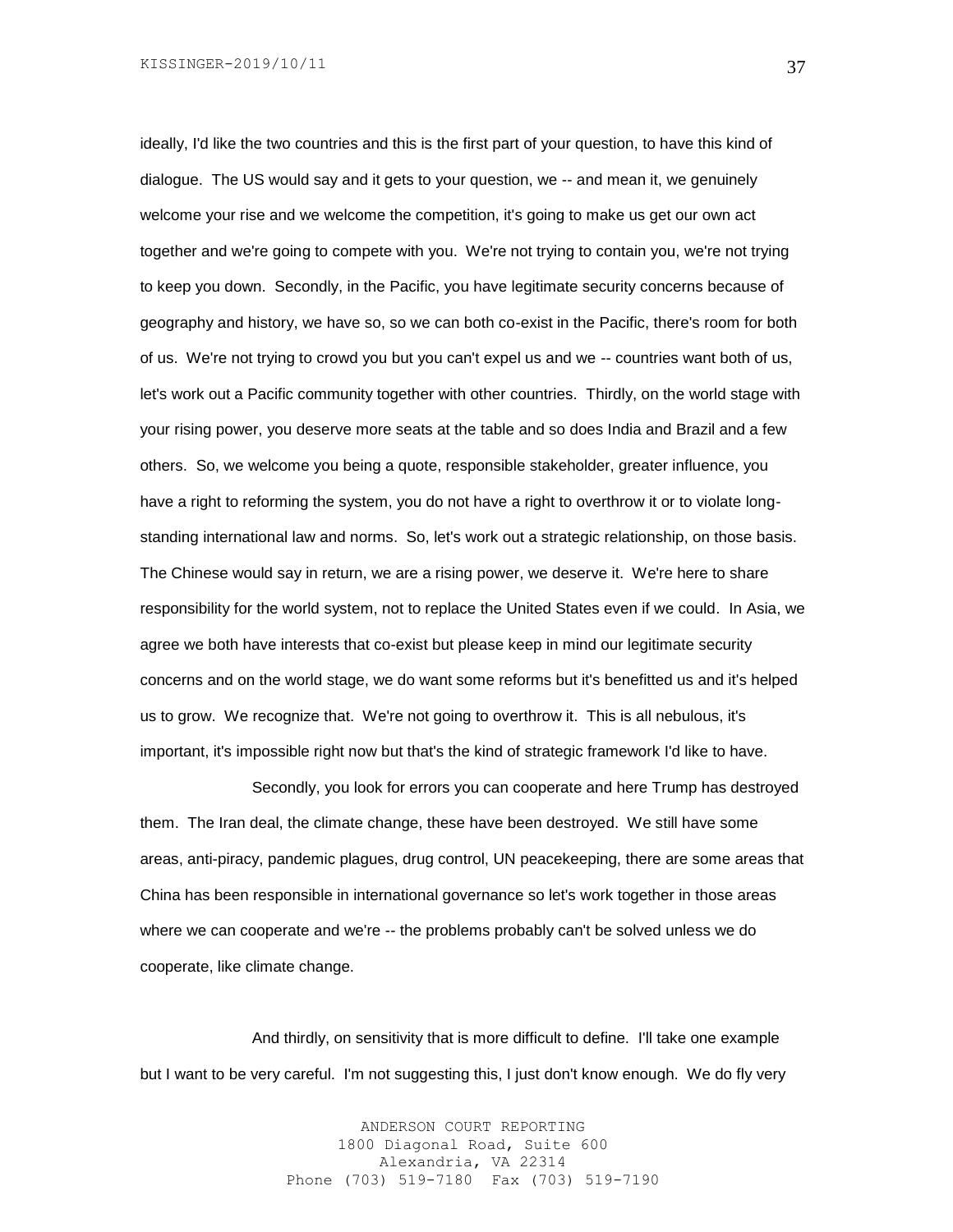ideally, I'd like the two countries and this is the first part of your question, to have this kind of dialogue. The US would say and it gets to your question, we -- and mean it, we genuinely welcome your rise and we welcome the competition, it's going to make us get our own act together and we're going to compete with you. We're not trying to contain you, we're not trying to keep you down. Secondly, in the Pacific, you have legitimate security concerns because of geography and history, we have so, so we can both co-exist in the Pacific, there's room for both of us. We're not trying to crowd you but you can't expel us and we -- countries want both of us, let's work out a Pacific community together with other countries. Thirdly, on the world stage with your rising power, you deserve more seats at the table and so does India and Brazil and a few others. So, we welcome you being a quote, responsible stakeholder, greater influence, you have a right to reforming the system, you do not have a right to overthrow it or to violate long-standing international law and norms. So, let's work out a strategic relationship, on those basis. The Chinese would say in return, we are a rising power, we deserve it. We're here to share responsibility for the world system, not to replace the United States even if we could. In Asia, we agree we both have interests that co-exist but please keep in mind our legitimate security concerns and on the world stage, we do want some reforms but it's benefitted us and it's helped us to grow. We recognize that. We're not going to overthrow it. This is all nebulous, it's important, it's impossible right now but that's the kind of strategic framework I'd like to have.

Secondly, you look for errors you can cooperate and here Trump has destroyed them. The Iran deal, the climate change, these have been destroyed. We still have some areas, anti-piracy, pandemic plagues, drug control, UN peacekeeping, there are some areas that China has been responsible in international governance so let's work together in those areas where we can cooperate and we're -- the problems probably can't be solved unless we do cooperate, like climate change.

And thirdly, on sensitivity that is more difficult to define. I'll take one example but I want to be very careful. I'm not suggesting this, I just don't know enough. We do fly very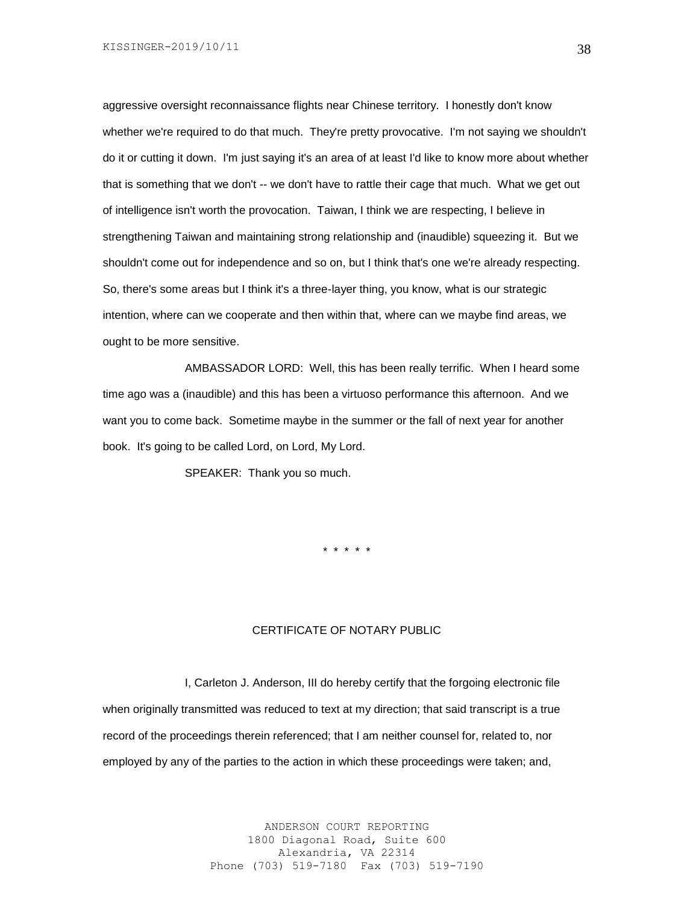aggressive oversight reconnaissance flights near Chinese territory. I honestly don't know whether we're required to do that much. They're pretty provocative. I'm not saying we shouldn't do it or cutting it down. I'm just saying it's an area of at least I'd like to know more about whether that is something that we don't -- we don't have to rattle their cage that much. What we get out of intelligence isn't worth the provocation. Taiwan, I think we are respecting, I believe in strengthening Taiwan and maintaining strong relationship and (inaudible) squeezing it. But we shouldn't come out for independence and so on, but I think that's one we're already respecting. So, there's some areas but I think it's a three-layer thing, you know, what is our strategic intention, where can we cooperate and then within that, where can we maybe find areas, we ought to be more sensitive.

AMBASSADOR LORD: Well, this has been really terrific. When I heard some time ago was a (inaudible) and this has been a virtuoso performance this afternoon. And we want you to come back. Sometime maybe in the summer or the fall of next year for another book. It's going to be called Lord, on Lord, My Lord.

SPEAKER: Thank you so much.

\* \* \* \* \*

## CERTIFICATE OF NOTARY PUBLIC

I, Carleton J. Anderson, III do hereby certify that the forgoing electronic file when originally transmitted was reduced to text at my direction; that said transcript is a true record of the proceedings therein referenced; that I am neither counsel for, related to, nor employed by any of the parties to the action in which these proceedings were taken; and,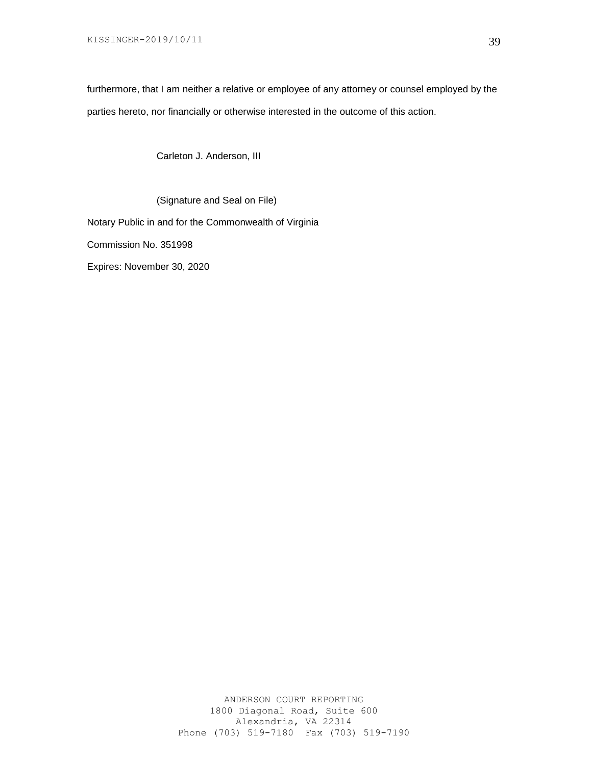furthermore, that I am neither a relative or employee of any attorney or counsel employed by the parties hereto, nor financially or otherwise interested in the outcome of this action.

Carleton J. Anderson, III

(Signature and Seal on File)

Notary Public in and for the Commonwealth of Virginia

Commission No. 351998

Expires: November 30, 2020